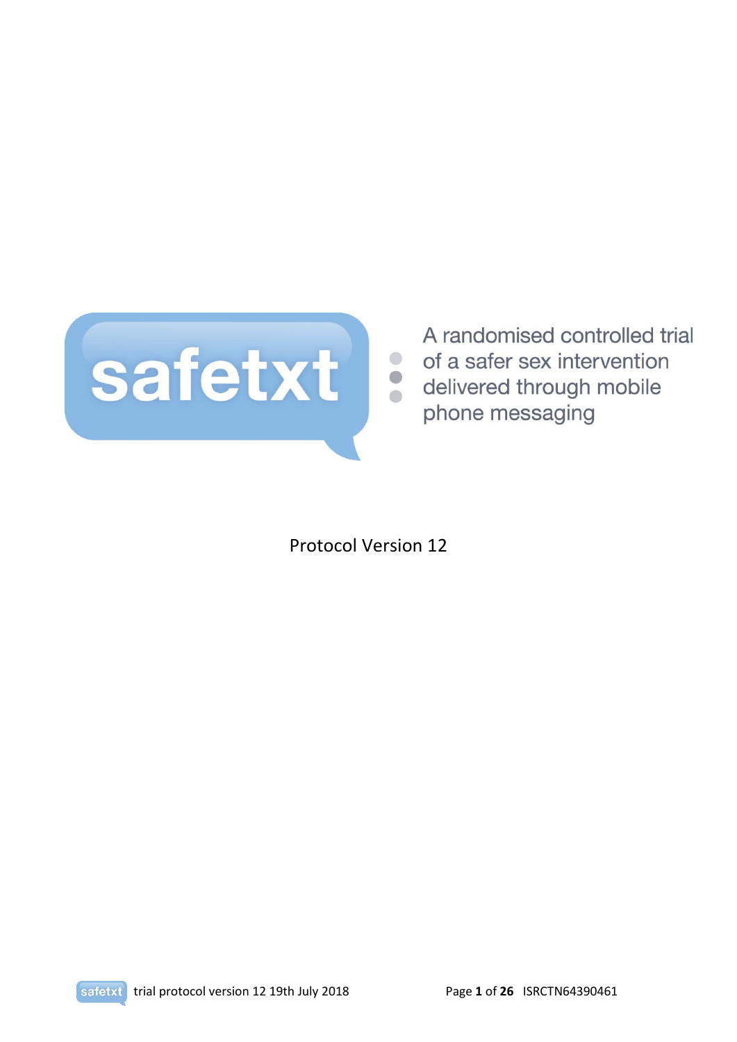# safetxt

A randomised controlled trial of a safer sex intervention delivered through mobile phone messaging

Protocol Version 12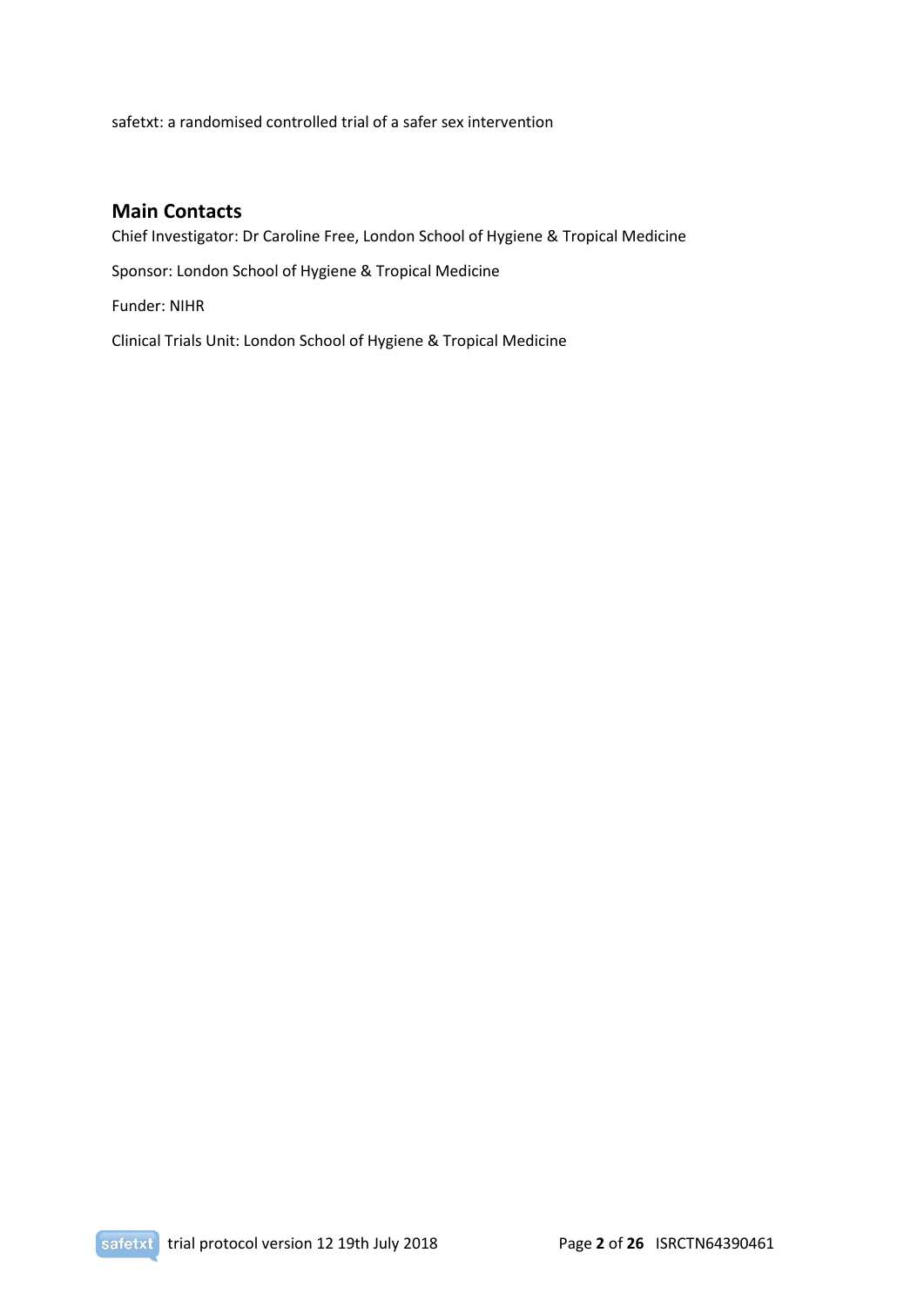safetxt: a randomised controlled trial of a safer sex intervention

## Main Contacts

Chief Investigator: Dr Caroline Free, London School of Hygiene & Tropical Medicine

Sponsor: London School of Hygiene & Tropical Medicine

Funder: NIHR

Clinical Trials Unit: London School of Hygiene & Tropical Medicine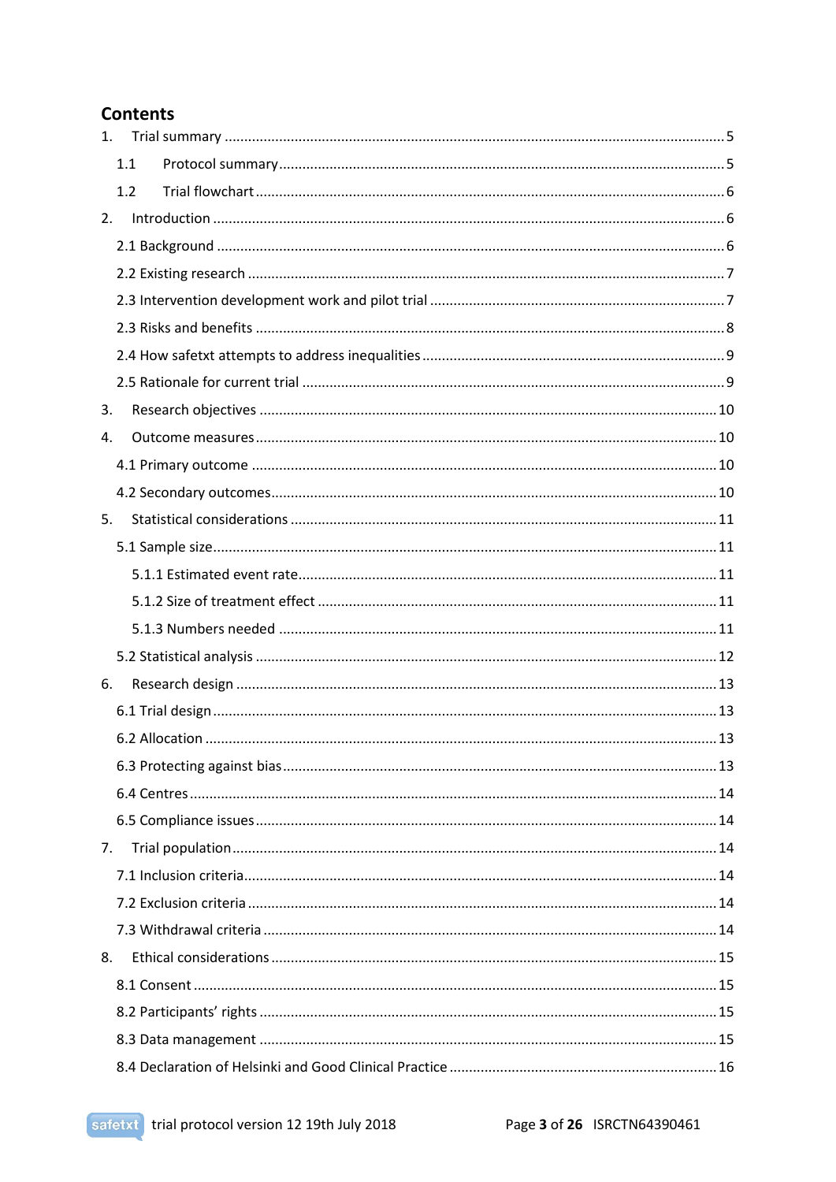## Contents

1. Trial summary ........................................................................................................................ 5
   - 1.1 Protocol summary ........................................................................................................ 5
   - 1.2 Trial flowchart ............................................................................................................... 6
2. Introduction ........................................................................................................................... 6
   - 2.1 Background ...................................................................................................................... 6
   - 2.2 Existing research .............................................................................................................. 7
   - 2.3 Intervention development work and pilot trial ................................................................ 7
   - 2.3 Risks and benefits ............................................................................................................ 8
   - 2.4 How safetxt attempts to address inequalities .................................................................. 9
   - 2.5 Rationale for current trial ................................................................................................ 9
3. Research objectives .............................................................................................................. 10
4. Outcome measures ................................................................................................................ 10
   - 4.1 Primary outcome ........................................................................................................... 10
   - 4.2 Secondary outcomes ...................................................................................................... 10
5. Statistical considerations ...................................................................................................... 11
   - 5.1 Sample size .................................................................................................................... 11
     - 5.1.1 Estimated event rate ................................................................................................ 11
     - 5.1.2 Size of treatment effect ............................................................................................ 11
     - 5.1.3 Numbers needed ...................................................................................................... 11
   - 5.2 Statistical analysis .......................................................................................................... 12
6. Research design .................................................................................................................... 13
   - 6.1 Trial design .................................................................................................................... 13
   - 6.2 Allocation ...................................................................................................................... 13
   - 6.3 Protecting against bias ................................................................................................... 13
   - 6.4 Centres .......................................................................................................................... 14
   - 6.5 Compliance issues ......................................................................................................... 14
7. Trial population .................................................................................................................... 14
   - 7.1 Inclusion criteria ............................................................................................................ 14
   - 7.2 Exclusion criteria ........................................................................................................... 14
   - 7.3 Withdrawal criteria ........................................................................................................ 14
8. Ethical considerations .......................................................................................................... 15
   - 8.1 Consent ......................................................................................................................... 15
   - 8.2 Participants' rights ......................................................................................................... 15
   - 8.3 Data management .......................................................................................................... 15
   - 8.4 Declaration of Helsinki and Good Clinical Practice ........................................................ 16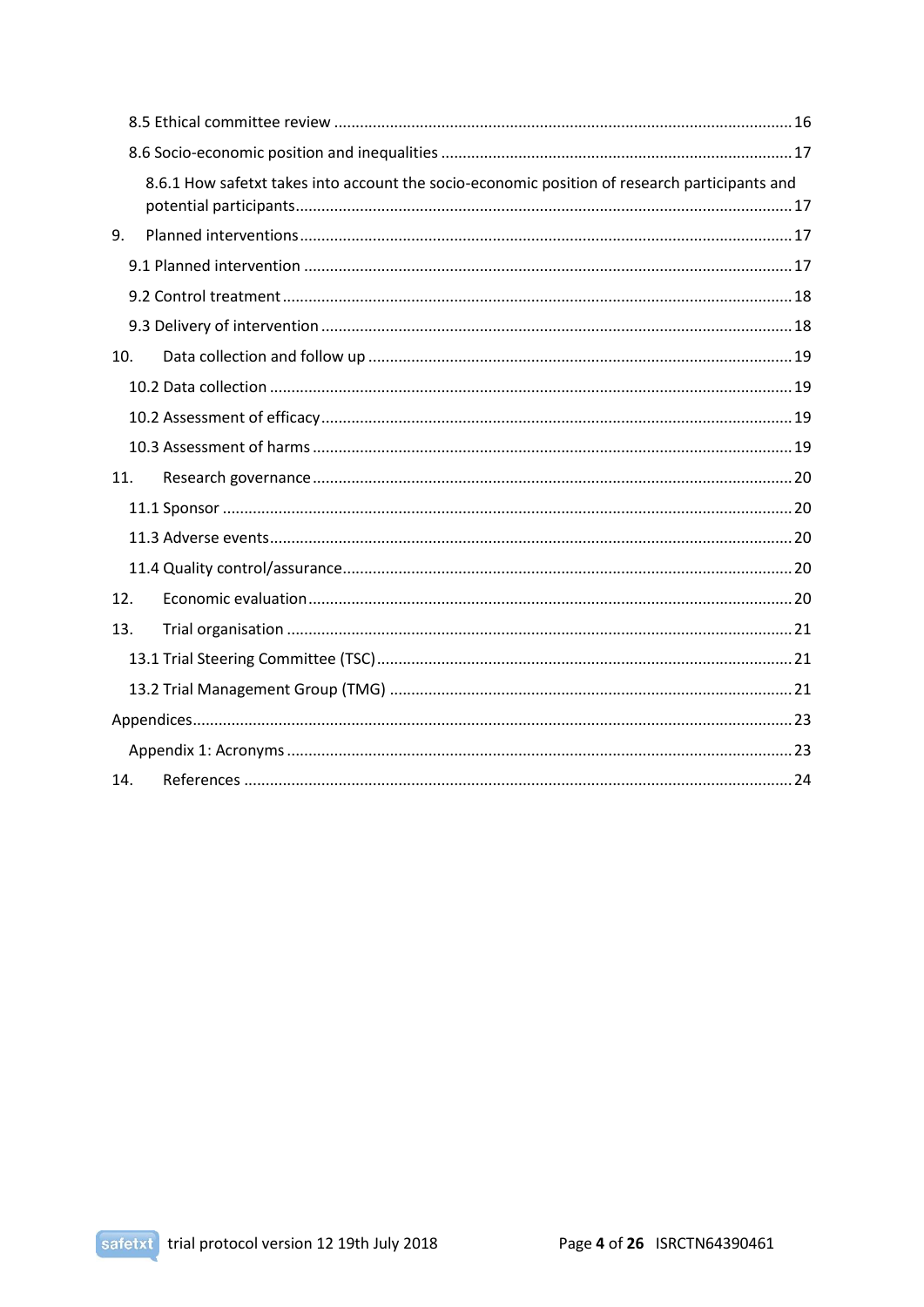8.5 Ethical committee review ........................................................................................................ 16

8.6 Socio-economic position and inequalities ................................................................................ 17

8.6.1 How safetxt takes into account the socio-economic position of research participants and potential participants.................................................................................................................. 17

9. Planned interventions ................................................................................................................. 17

9.1 Planned intervention ................................................................................................................ 17

9.2 Control treatment ..................................................................................................................... 18

9.3 Delivery of intervention ............................................................................................................ 18

10. Data collection and follow up .................................................................................................. 19

10.2 Data collection ......................................................................................................................... 19

10.2 Assessment of efficacy............................................................................................................ 19

10.3 Assessment of harms .............................................................................................................. 19

11. Research governance .............................................................................................................. 20

11.1 Sponsor ................................................................................................................................... 20

11.3 Adverse events........................................................................................................................ 20

11.4 Quality control/assurance........................................................................................................ 20

12. Economic evaluation ............................................................................................................... 20

13. Trial organisation ..................................................................................................................... 21

13.1 Trial Steering Committee (TSC) ............................................................................................... 21

13.2 Trial Management Group (TMG) ............................................................................................. 21

Appendices......................................................................................................................................... 23

Appendix 1: Acronyms ..................................................................................................................... 23

14. References ............................................................................................................................... 24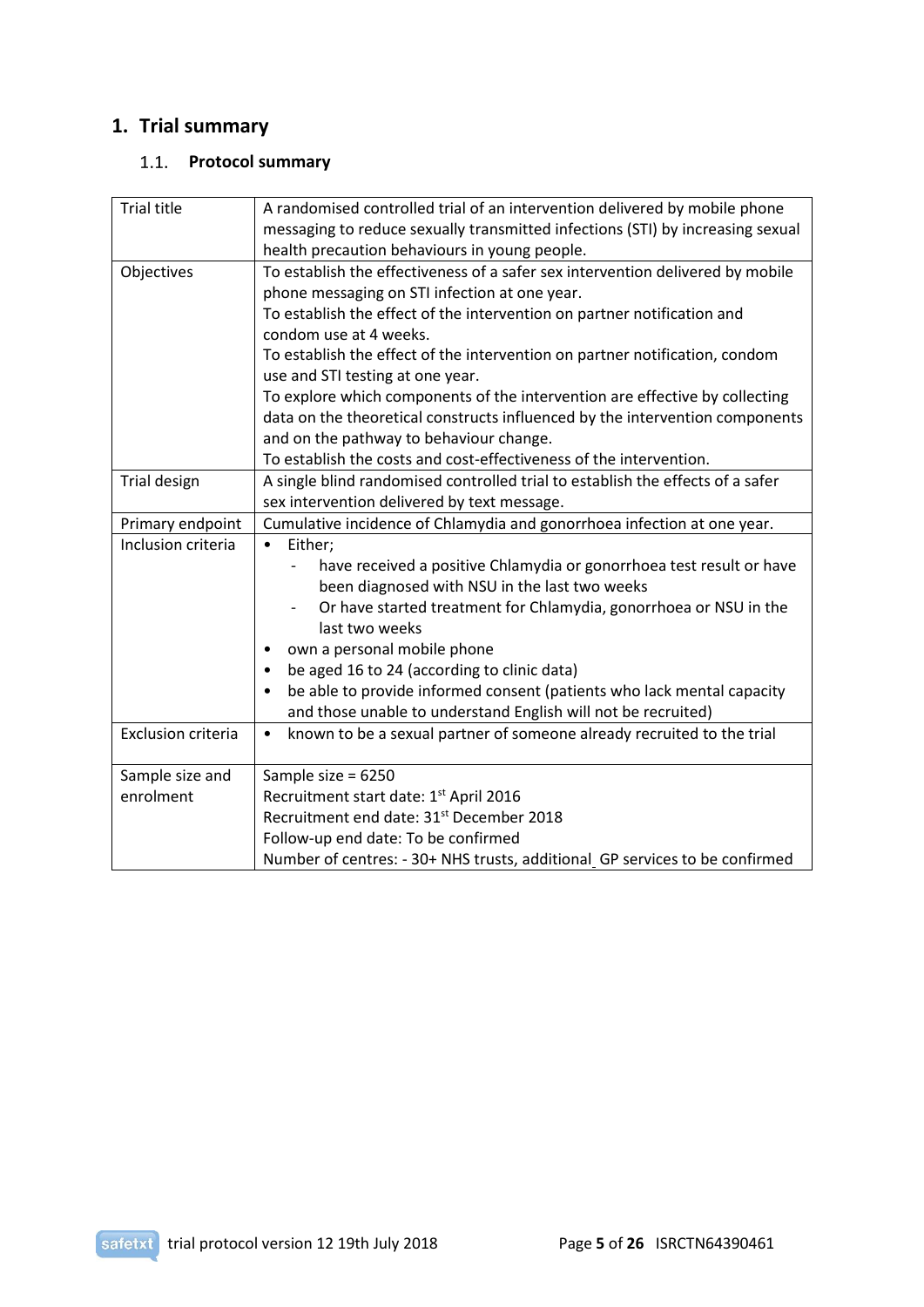# 1. Trial summary

## 1.1. Protocol summary

| | |
|---|---|
| Trial title | A randomised controlled trial of an intervention delivered by mobile phone messaging to reduce sexually transmitted infections (STI) by increasing sexual health precaution behaviours in young people. |
| Objectives | To establish the effectiveness of a safer sex intervention delivered by mobile phone messaging on STI infection at one year.<br>To establish the effect of the intervention on partner notification and condom use at 4 weeks.<br>To establish the effect of the intervention on partner notification, condom use and STI testing at one year.<br>To explore which components of the intervention are effective by collecting data on the theoretical constructs influenced by the intervention components and on the pathway to behaviour change.<br>To establish the costs and cost-effectiveness of the intervention. |
| Trial design | A single blind randomised controlled trial to establish the effects of a safer sex intervention delivered by text message. |
| Primary endpoint | Cumulative incidence of Chlamydia and gonorrhoea infection at one year. |
| Inclusion criteria | • Either;<br>- have received a positive Chlamydia or gonorrhoea test result or have been diagnosed with NSU in the last two weeks<br>- Or have started treatment for Chlamydia, gonorrhoea or NSU in the last two weeks<br>• own a personal mobile phone<br>• be aged 16 to 24 (according to clinic data)<br>• be able to provide informed consent (patients who lack mental capacity and those unable to understand English will not be recruited) |
| Exclusion criteria | • known to be a sexual partner of someone already recruited to the trial |
| Sample size and enrolment | Sample size = 6250<br>Recruitment start date: 1st April 2016<br>Recruitment end date: 31st December 2018<br>Follow-up end date: To be confirmed<br>Number of centres: - 30+ NHS trusts, additional GP services to be confirmed |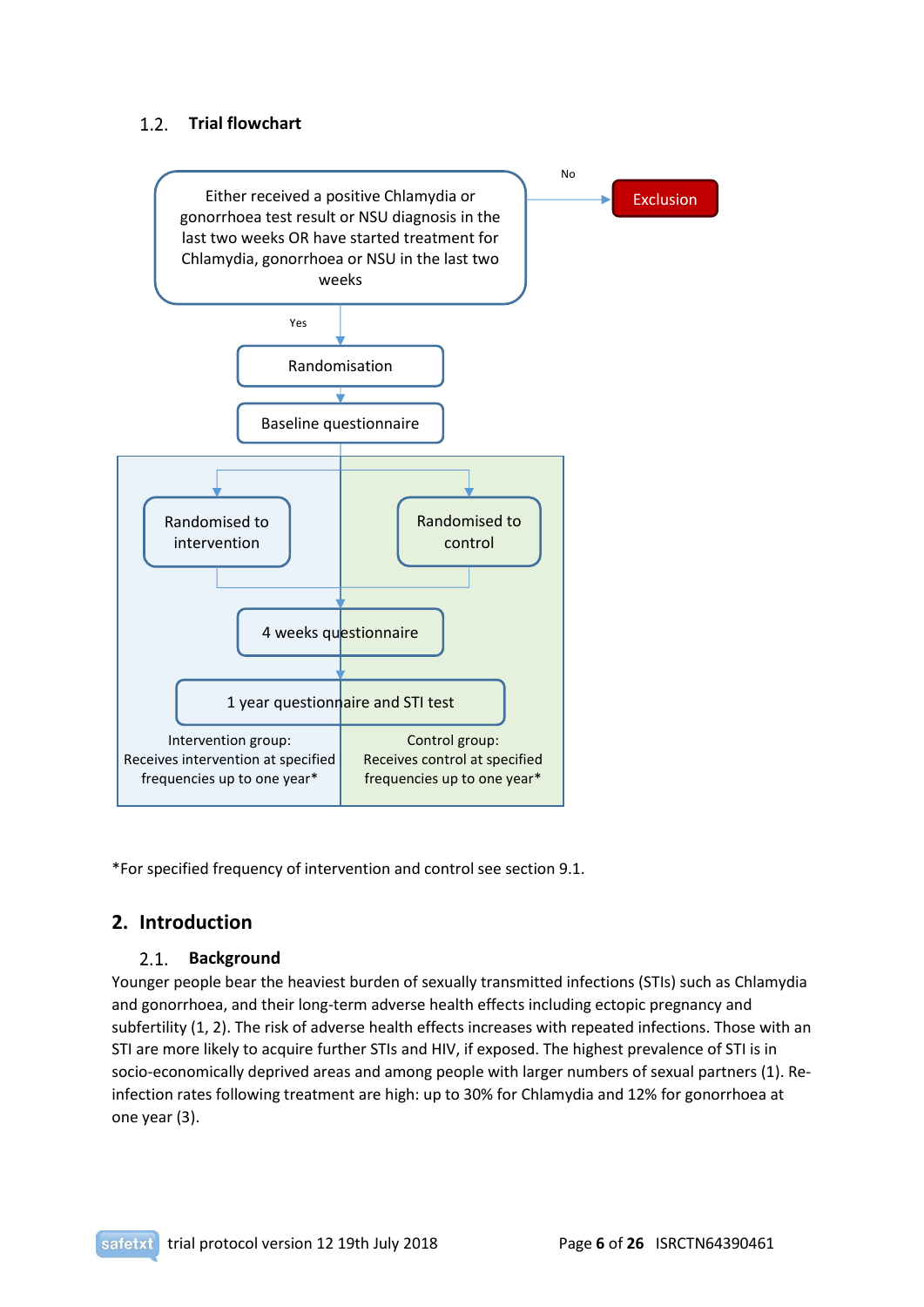### 1.2. Trial flowchart

Either received a positive Chlamydia or gonorrhoea test result or NSU diagnosis in the last two weeks OR have started treatment for Chlamydia, gonorrhoea or NSU in the last two weeks

No

Exclusion

Yes

Randomisation

Baseline questionnaire

Randomised to intervention

Randomised to control

4 weeks questionnaire

1 year questionnaire and STI test

Intervention group:
Receives intervention at specified frequencies up to one year*

Control group:
Receives control at specified frequencies up to one year*

*For specified frequency of intervention and control see section 9.1.

## 2. Introduction

### 2.1. Background

Younger people bear the heaviest burden of sexually transmitted infections (STIs) such as Chlamydia and gonorrhoea, and their long-term adverse health effects including ectopic pregnancy and subfertility (1, 2). The risk of adverse health effects increases with repeated infections. Those with an STI are more likely to acquire further STIs and HIV, if exposed. The highest prevalence of STI is in socio-economically deprived areas and among people with larger numbers of sexual partners (1). Re-infection rates following treatment are high: up to 30% for Chlamydia and 12% for gonorrhoea at one year (3).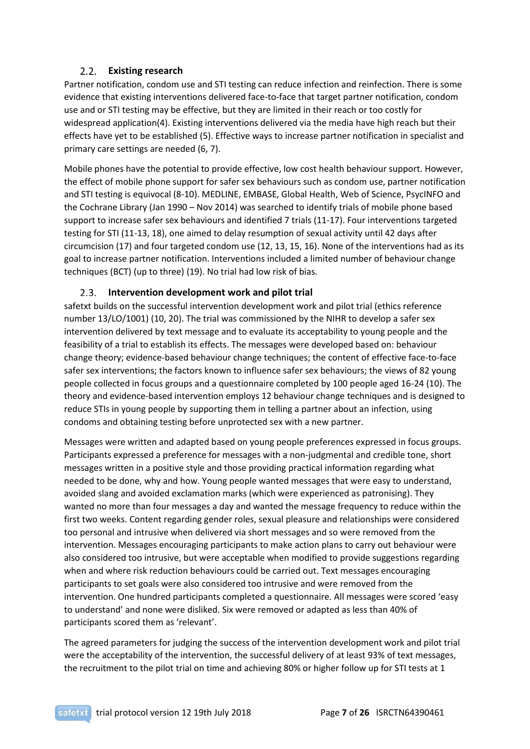## 2.2. Existing research

Partner notification, condom use and STI testing can reduce infection and reinfection. There is some evidence that existing interventions delivered face-to-face that target partner notification, condom use and or STI testing may be effective, but they are limited in their reach or too costly for widespread application(4). Existing interventions delivered via the media have high reach but their effects have yet to be established (5). Effective ways to increase partner notification in specialist and primary care settings are needed (6, 7).

Mobile phones have the potential to provide effective, low cost health behaviour support. However, the effect of mobile phone support for safer sex behaviours such as condom use, partner notification and STI testing is equivocal (8-10). MEDLINE, EMBASE, Global Health, Web of Science, PsycINFO and the Cochrane Library (Jan 1990 – Nov 2014) was searched to identify trials of mobile phone based support to increase safer sex behaviours and identified 7 trials (11-17). Four interventions targeted testing for STI (11-13, 18), one aimed to delay resumption of sexual activity until 42 days after circumcision (17) and four targeted condom use (12, 13, 15, 16). None of the interventions had as its goal to increase partner notification. Interventions included a limited number of behaviour change techniques (BCT) (up to three) (19). No trial had low risk of bias.

## 2.3. Intervention development work and pilot trial

safetxt builds on the successful intervention development work and pilot trial (ethics reference number 13/LO/1001) (10, 20). The trial was commissioned by the NIHR to develop a safer sex intervention delivered by text message and to evaluate its acceptability to young people and the feasibility of a trial to establish its effects. The messages were developed based on: behaviour change theory; evidence-based behaviour change techniques; the content of effective face-to-face safer sex interventions; the factors known to influence safer sex behaviours; the views of 82 young people collected in focus groups and a questionnaire completed by 100 people aged 16-24 (10). The theory and evidence-based intervention employs 12 behaviour change techniques and is designed to reduce STIs in young people by supporting them in telling a partner about an infection, using condoms and obtaining testing before unprotected sex with a new partner.

Messages were written and adapted based on young people preferences expressed in focus groups. Participants expressed a preference for messages with a non-judgmental and credible tone, short messages written in a positive style and those providing practical information regarding what needed to be done, why and how. Young people wanted messages that were easy to understand, avoided slang and avoided exclamation marks (which were experienced as patronising). They wanted no more than four messages a day and wanted the message frequency to reduce within the first two weeks. Content regarding gender roles, sexual pleasure and relationships were considered too personal and intrusive when delivered via short messages and so were removed from the intervention. Messages encouraging participants to make action plans to carry out behaviour were also considered too intrusive, but were acceptable when modified to provide suggestions regarding when and where risk reduction behaviours could be carried out. Text messages encouraging participants to set goals were also considered too intrusive and were removed from the intervention. One hundred participants completed a questionnaire. All messages were scored 'easy to understand' and none were disliked. Six were removed or adapted as less than 40% of participants scored them as 'relevant'.

The agreed parameters for judging the success of the intervention development work and pilot trial were the acceptability of the intervention, the successful delivery of at least 93% of text messages, the recruitment to the pilot trial on time and achieving 80% or higher follow up for STI tests at 1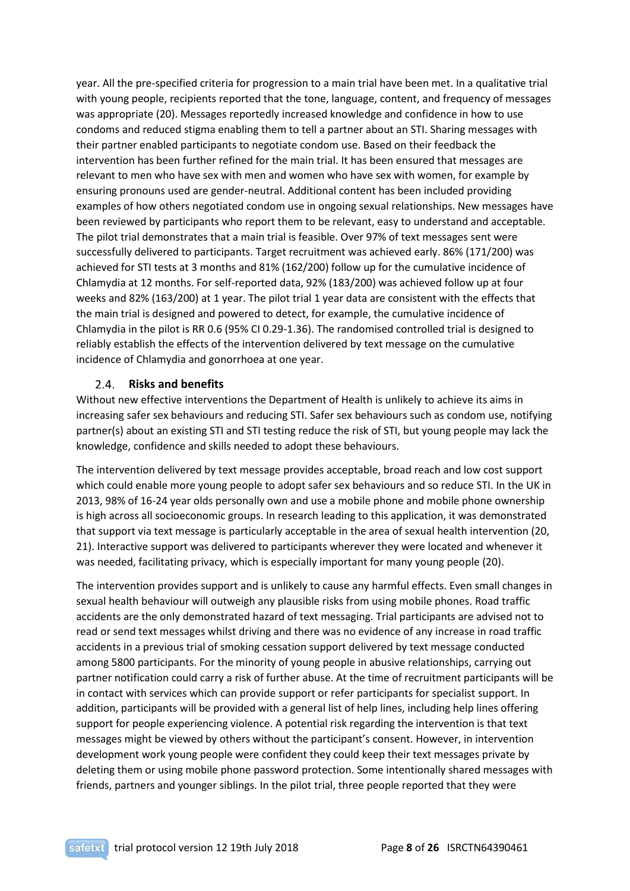year. All the pre-specified criteria for progression to a main trial have been met. In a qualitative trial with young people, recipients reported that the tone, language, content, and frequency of messages was appropriate (20). Messages reportedly increased knowledge and confidence in how to use condoms and reduced stigma enabling them to tell a partner about an STI. Sharing messages with their partner enabled participants to negotiate condom use. Based on their feedback the intervention has been further refined for the main trial. It has been ensured that messages are relevant to men who have sex with men and women who have sex with women, for example by ensuring pronouns used are gender-neutral. Additional content has been included providing examples of how others negotiated condom use in ongoing sexual relationships. New messages have been reviewed by participants who report them to be relevant, easy to understand and acceptable. The pilot trial demonstrates that a main trial is feasible. Over 97% of text messages sent were successfully delivered to participants. Target recruitment was achieved early. 86% (171/200) was achieved for STI tests at 3 months and 81% (162/200) follow up for the cumulative incidence of Chlamydia at 12 months. For self-reported data, 92% (183/200) was achieved follow up at four weeks and 82% (163/200) at 1 year. The pilot trial 1 year data are consistent with the effects that the main trial is designed and powered to detect, for example, the cumulative incidence of Chlamydia in the pilot is RR 0.6 (95% CI 0.29-1.36). The randomised controlled trial is designed to reliably establish the effects of the intervention delivered by text message on the cumulative incidence of Chlamydia and gonorrhoea at one year.

### 2.4. Risks and benefits

Without new effective interventions the Department of Health is unlikely to achieve its aims in increasing safer sex behaviours and reducing STI. Safer sex behaviours such as condom use, notifying partner(s) about an existing STI and STI testing reduce the risk of STI, but young people may lack the knowledge, confidence and skills needed to adopt these behaviours.

The intervention delivered by text message provides acceptable, broad reach and low cost support which could enable more young people to adopt safer sex behaviours and so reduce STI. In the UK in 2013, 98% of 16-24 year olds personally own and use a mobile phone and mobile phone ownership is high across all socioeconomic groups. In research leading to this application, it was demonstrated that support via text message is particularly acceptable in the area of sexual health intervention (20, 21). Interactive support was delivered to participants wherever they were located and whenever it was needed, facilitating privacy, which is especially important for many young people (20).

The intervention provides support and is unlikely to cause any harmful effects. Even small changes in sexual health behaviour will outweigh any plausible risks from using mobile phones. Road traffic accidents are the only demonstrated hazard of text messaging. Trial participants are advised not to read or send text messages whilst driving and there was no evidence of any increase in road traffic accidents in a previous trial of smoking cessation support delivered by text message conducted among 5800 participants. For the minority of young people in abusive relationships, carrying out partner notification could carry a risk of further abuse. At the time of recruitment participants will be in contact with services which can provide support or refer participants for specialist support. In addition, participants will be provided with a general list of help lines, including help lines offering support for people experiencing violence. A potential risk regarding the intervention is that text messages might be viewed by others without the participant's consent. However, in intervention development work young people were confident they could keep their text messages private by deleting them or using mobile phone password protection. Some intentionally shared messages with friends, partners and younger siblings. In the pilot trial, three people reported that they were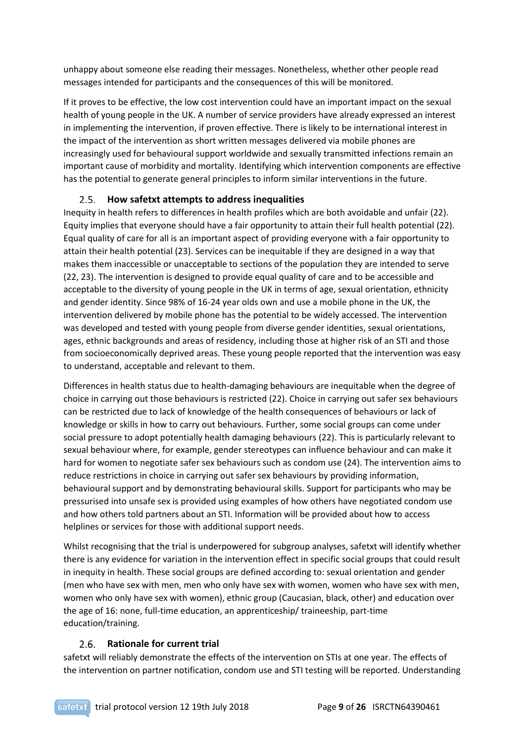unhappy about someone else reading their messages. Nonetheless, whether other people read messages intended for participants and the consequences of this will be monitored.

If it proves to be effective, the low cost intervention could have an important impact on the sexual health of young people in the UK. A number of service providers have already expressed an interest in implementing the intervention, if proven effective. There is likely to be international interest in the impact of the intervention as short written messages delivered via mobile phones are increasingly used for behavioural support worldwide and sexually transmitted infections remain an important cause of morbidity and mortality. Identifying which intervention components are effective has the potential to generate general principles to inform similar interventions in the future.

### 2.5. How safetxt attempts to address inequalities

Inequity in health refers to differences in health profiles which are both avoidable and unfair (22). Equity implies that everyone should have a fair opportunity to attain their full health potential (22). Equal quality of care for all is an important aspect of providing everyone with a fair opportunity to attain their health potential (23). Services can be inequitable if they are designed in a way that makes them inaccessible or unacceptable to sections of the population they are intended to serve (22, 23). The intervention is designed to provide equal quality of care and to be accessible and acceptable to the diversity of young people in the UK in terms of age, sexual orientation, ethnicity and gender identity. Since 98% of 16-24 year olds own and use a mobile phone in the UK, the intervention delivered by mobile phone has the potential to be widely accessed. The intervention was developed and tested with young people from diverse gender identities, sexual orientations, ages, ethnic backgrounds and areas of residency, including those at higher risk of an STI and those from socioeconomically deprived areas. These young people reported that the intervention was easy to understand, acceptable and relevant to them.

Differences in health status due to health-damaging behaviours are inequitable when the degree of choice in carrying out those behaviours is restricted (22). Choice in carrying out safer sex behaviours can be restricted due to lack of knowledge of the health consequences of behaviours or lack of knowledge or skills in how to carry out behaviours. Further, some social groups can come under social pressure to adopt potentially health damaging behaviours (22). This is particularly relevant to sexual behaviour where, for example, gender stereotypes can influence behaviour and can make it hard for women to negotiate safer sex behaviours such as condom use (24). The intervention aims to reduce restrictions in choice in carrying out safer sex behaviours by providing information, behavioural support and by demonstrating behavioural skills. Support for participants who may be pressurised into unsafe sex is provided using examples of how others have negotiated condom use and how others told partners about an STI. Information will be provided about how to access helplines or services for those with additional support needs.

Whilst recognising that the trial is underpowered for subgroup analyses, safetxt will identify whether there is any evidence for variation in the intervention effect in specific social groups that could result in inequity in health. These social groups are defined according to: sexual orientation and gender (men who have sex with men, men who only have sex with women, women who have sex with men, women who only have sex with women), ethnic group (Caucasian, black, other) and education over the age of 16: none, full-time education, an apprenticeship/ traineeship, part-time education/training.

### 2.6. Rationale for current trial

safetxt will reliably demonstrate the effects of the intervention on STIs at one year. The effects of the intervention on partner notification, condom use and STI testing will be reported. Understanding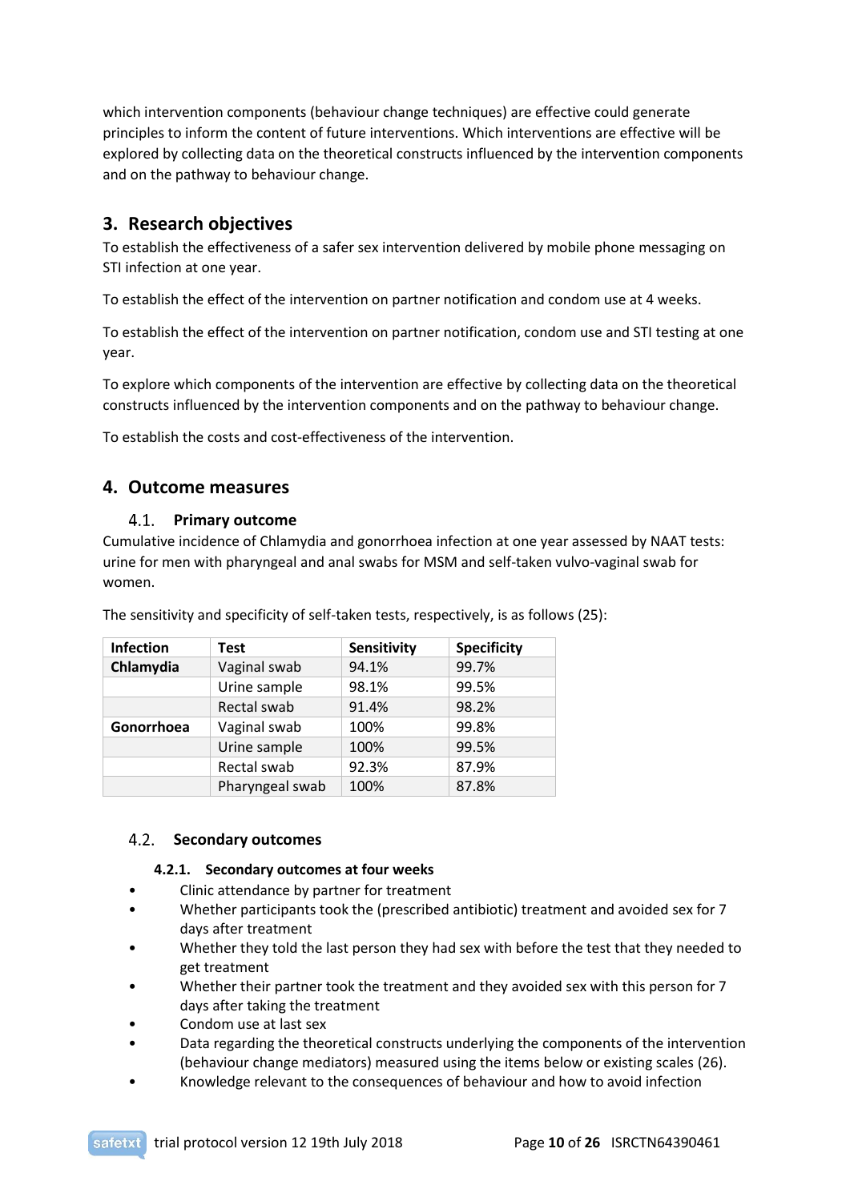which intervention components (behaviour change techniques) are effective could generate principles to inform the content of future interventions. Which interventions are effective will be explored by collecting data on the theoretical constructs influenced by the intervention components and on the pathway to behaviour change.

## 3. Research objectives

To establish the effectiveness of a safer sex intervention delivered by mobile phone messaging on STI infection at one year.

To establish the effect of the intervention on partner notification and condom use at 4 weeks.

To establish the effect of the intervention on partner notification, condom use and STI testing at one year.

To explore which components of the intervention are effective by collecting data on the theoretical constructs influenced by the intervention components and on the pathway to behaviour change.

To establish the costs and cost-effectiveness of the intervention.

## 4. Outcome measures

### 4.1. Primary outcome

Cumulative incidence of Chlamydia and gonorrhoea infection at one year assessed by NAAT tests: urine for men with pharyngeal and anal swabs for MSM and self-taken vulvo-vaginal swab for women.

The sensitivity and specificity of self-taken tests, respectively, is as follows (25):

| Infection | Test | Sensitivity | Specificity |
|---|---|---|---|
| **Chlamydia** | Vaginal swab | 94.1% | 99.7% |
| | Urine sample | 98.1% | 99.5% |
| | Rectal swab | 91.4% | 98.2% |
| **Gonorrhoea** | Vaginal swab | 100% | 99.8% |
| | Urine sample | 100% | 99.5% |
| | Rectal swab | 92.3% | 87.9% |
| | Pharyngeal swab | 100% | 87.8% |

### 4.2. Secondary outcomes

#### 4.2.1. Secondary outcomes at four weeks

- Clinic attendance by partner for treatment
- Whether participants took the (prescribed antibiotic) treatment and avoided sex for 7 days after treatment
- Whether they told the last person they had sex with before the test that they needed to get treatment
- Whether their partner took the treatment and they avoided sex with this person for 7 days after taking the treatment
- Condom use at last sex
- Data regarding the theoretical constructs underlying the components of the intervention (behaviour change mediators) measured using the items below or existing scales (26).
- Knowledge relevant to the consequences of behaviour and how to avoid infection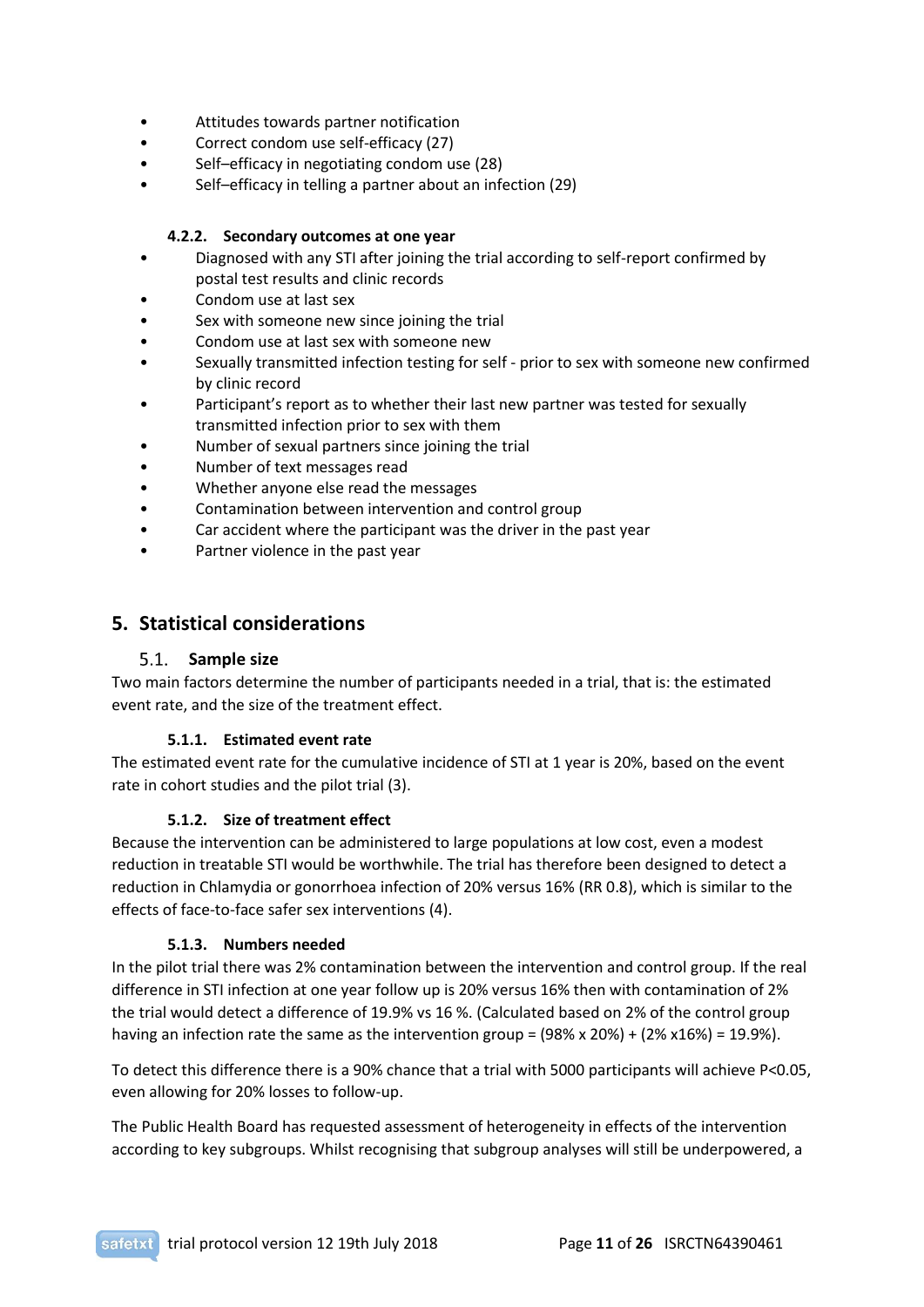- Attitudes towards partner notification
- Correct condom use self-efficacy (27)
- Self–efficacy in negotiating condom use (28)
- Self–efficacy in telling a partner about an infection (29)

#### 4.2.2. Secondary outcomes at one year

- Diagnosed with any STI after joining the trial according to self-report confirmed by postal test results and clinic records
- Condom use at last sex
- Sex with someone new since joining the trial
- Condom use at last sex with someone new
- Sexually transmitted infection testing for self - prior to sex with someone new confirmed by clinic record
- Participant's report as to whether their last new partner was tested for sexually transmitted infection prior to sex with them
- Number of sexual partners since joining the trial
- Number of text messages read
- Whether anyone else read the messages
- Contamination between intervention and control group
- Car accident where the participant was the driver in the past year
- Partner violence in the past year

## 5. Statistical considerations

### 5.1. Sample size

Two main factors determine the number of participants needed in a trial, that is: the estimated event rate, and the size of the treatment effect.

#### 5.1.1. Estimated event rate

The estimated event rate for the cumulative incidence of STI at 1 year is 20%, based on the event rate in cohort studies and the pilot trial (3).

#### 5.1.2. Size of treatment effect

Because the intervention can be administered to large populations at low cost, even a modest reduction in treatable STI would be worthwhile. The trial has therefore been designed to detect a reduction in Chlamydia or gonorrhoea infection of 20% versus 16% (RR 0.8), which is similar to the effects of face-to-face safer sex interventions (4).

#### 5.1.3. Numbers needed

In the pilot trial there was 2% contamination between the intervention and control group. If the real difference in STI infection at one year follow up is 20% versus 16% then with contamination of 2% the trial would detect a difference of 19.9% vs 16 %. (Calculated based on 2% of the control group having an infection rate the same as the intervention group = (98% x 20%) + (2% x16%) = 19.9%).

To detect this difference there is a 90% chance that a trial with 5000 participants will achieve $P<0.05$, even allowing for 20% losses to follow-up.

The Public Health Board has requested assessment of heterogeneity in effects of the intervention according to key subgroups. Whilst recognising that subgroup analyses will still be underpowered, a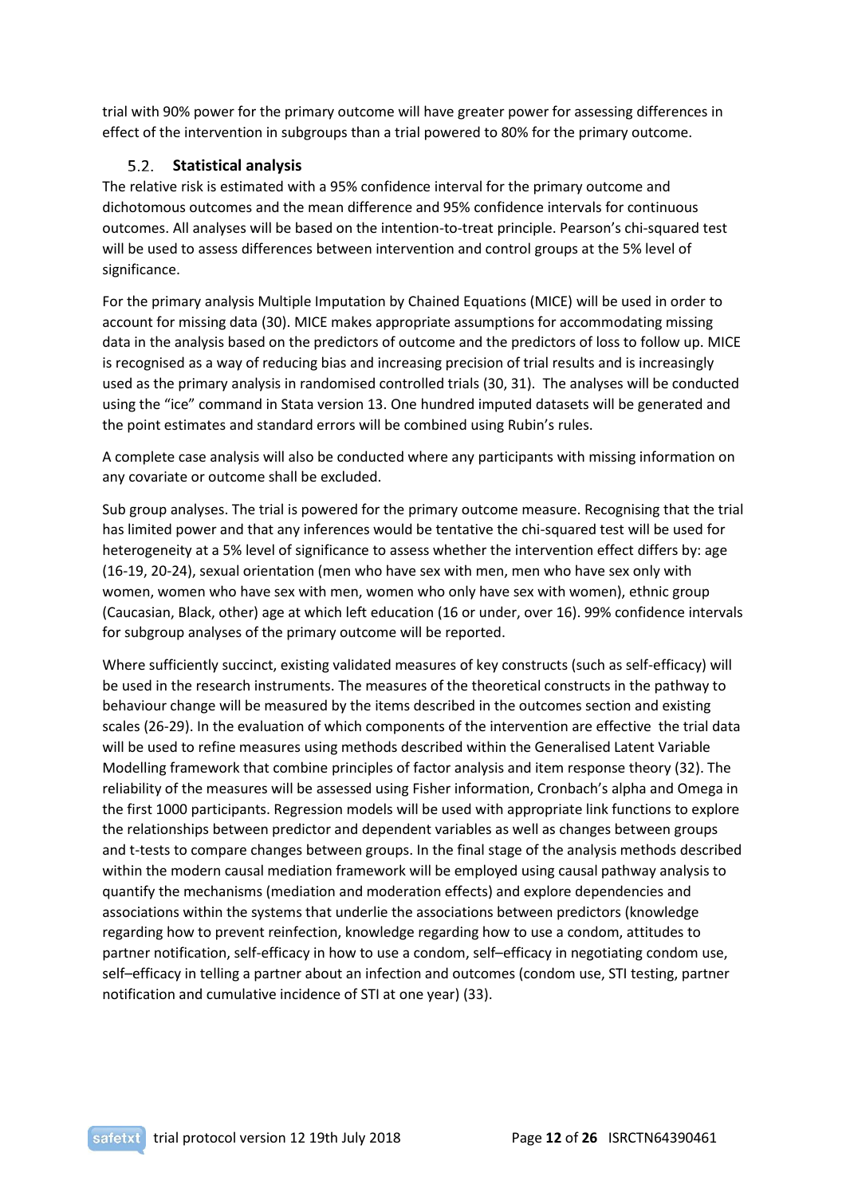trial with 90% power for the primary outcome will have greater power for assessing differences in effect of the intervention in subgroups than a trial powered to 80% for the primary outcome.

## 5.2. Statistical analysis

The relative risk is estimated with a 95% confidence interval for the primary outcome and dichotomous outcomes and the mean difference and 95% confidence intervals for continuous outcomes. All analyses will be based on the intention-to-treat principle. Pearson's chi-squared test will be used to assess differences between intervention and control groups at the 5% level of significance.

For the primary analysis Multiple Imputation by Chained Equations (MICE) will be used in order to account for missing data (30). MICE makes appropriate assumptions for accommodating missing data in the analysis based on the predictors of outcome and the predictors of loss to follow up. MICE is recognised as a way of reducing bias and increasing precision of trial results and is increasingly used as the primary analysis in randomised controlled trials (30, 31). The analyses will be conducted using the "ice" command in Stata version 13. One hundred imputed datasets will be generated and the point estimates and standard errors will be combined using Rubin's rules.

A complete case analysis will also be conducted where any participants with missing information on any covariate or outcome shall be excluded.

Sub group analyses. The trial is powered for the primary outcome measure. Recognising that the trial has limited power and that any inferences would be tentative the chi-squared test will be used for heterogeneity at a 5% level of significance to assess whether the intervention effect differs by: age (16-19, 20-24), sexual orientation (men who have sex with men, men who have sex only with women, women who have sex with men, women who only have sex with women), ethnic group (Caucasian, Black, other) age at which left education (16 or under, over 16). 99% confidence intervals for subgroup analyses of the primary outcome will be reported.

Where sufficiently succinct, existing validated measures of key constructs (such as self-efficacy) will be used in the research instruments. The measures of the theoretical constructs in the pathway to behaviour change will be measured by the items described in the outcomes section and existing scales (26-29). In the evaluation of which components of the intervention are effective the trial data will be used to refine measures using methods described within the Generalised Latent Variable Modelling framework that combine principles of factor analysis and item response theory (32). The reliability of the measures will be assessed using Fisher information, Cronbach's alpha and Omega in the first 1000 participants. Regression models will be used with appropriate link functions to explore the relationships between predictor and dependent variables as well as changes between groups and t-tests to compare changes between groups. In the final stage of the analysis methods described within the modern causal mediation framework will be employed using causal pathway analysis to quantify the mechanisms (mediation and moderation effects) and explore dependencies and associations within the systems that underlie the associations between predictors (knowledge regarding how to prevent reinfection, knowledge regarding how to use a condom, attitudes to partner notification, self-efficacy in how to use a condom, self–efficacy in negotiating condom use, self–efficacy in telling a partner about an infection and outcomes (condom use, STI testing, partner notification and cumulative incidence of STI at one year) (33).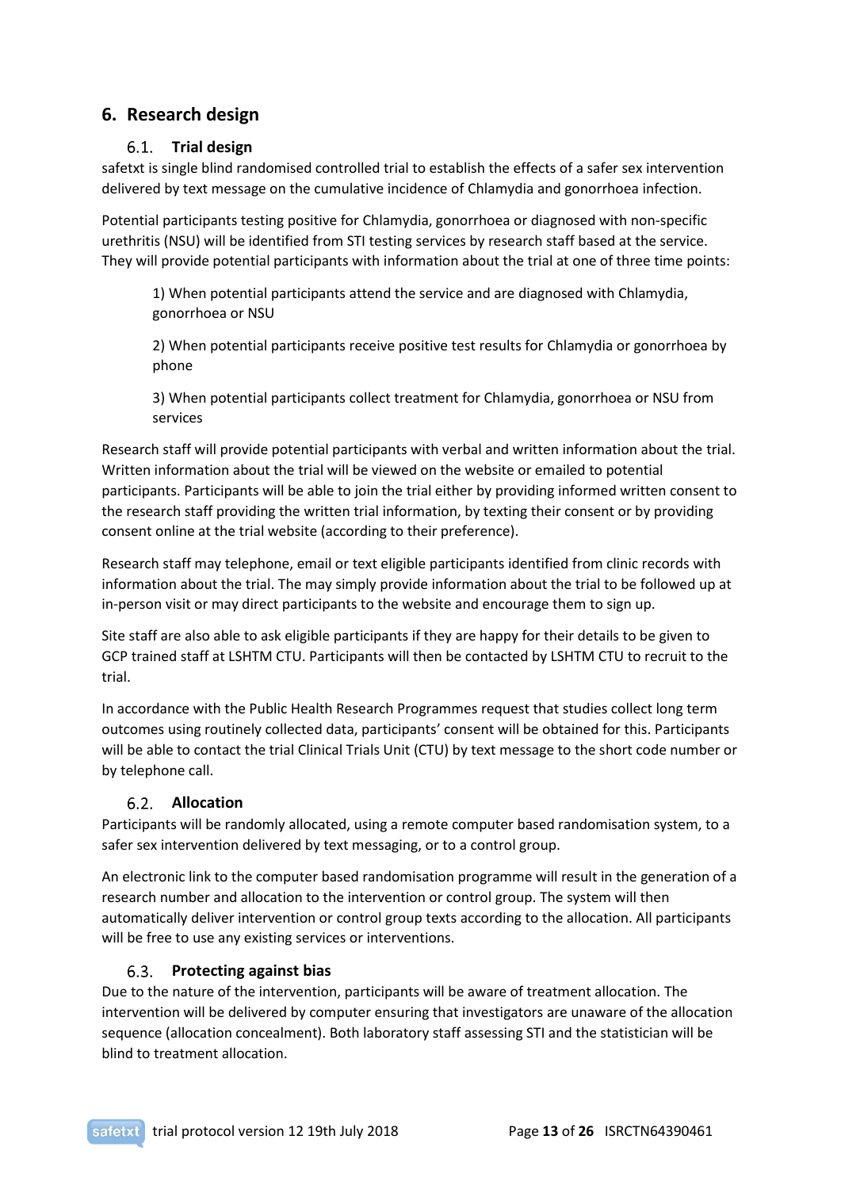## 6. Research design

### 6.1. Trial design

safetxt is single blind randomised controlled trial to establish the effects of a safer sex intervention delivered by text message on the cumulative incidence of Chlamydia and gonorrhoea infection.

Potential participants testing positive for Chlamydia, gonorrhoea or diagnosed with non-specific urethritis (NSU) will be identified from STI testing services by research staff based at the service. They will provide potential participants with information about the trial at one of three time points:

1) When potential participants attend the service and are diagnosed with Chlamydia, gonorrhoea or NSU

2) When potential participants receive positive test results for Chlamydia or gonorrhoea by phone

3) When potential participants collect treatment for Chlamydia, gonorrhoea or NSU from services

Research staff will provide potential participants with verbal and written information about the trial. Written information about the trial will be viewed on the website or emailed to potential participants. Participants will be able to join the trial either by providing informed written consent to the research staff providing the written trial information, by texting their consent or by providing consent online at the trial website (according to their preference).

Research staff may telephone, email or text eligible participants identified from clinic records with information about the trial. The may simply provide information about the trial to be followed up at in-person visit or may direct participants to the website and encourage them to sign up.

Site staff are also able to ask eligible participants if they are happy for their details to be given to GCP trained staff at LSHTM CTU. Participants will then be contacted by LSHTM CTU to recruit to the trial.

In accordance with the Public Health Research Programmes request that studies collect long term outcomes using routinely collected data, participants' consent will be obtained for this. Participants will be able to contact the trial Clinical Trials Unit (CTU) by text message to the short code number or by telephone call.

### 6.2. Allocation

Participants will be randomly allocated, using a remote computer based randomisation system, to a safer sex intervention delivered by text messaging, or to a control group.

An electronic link to the computer based randomisation programme will result in the generation of a research number and allocation to the intervention or control group. The system will then automatically deliver intervention or control group texts according to the allocation. All participants will be free to use any existing services or interventions.

### 6.3. Protecting against bias

Due to the nature of the intervention, participants will be aware of treatment allocation. The intervention will be delivered by computer ensuring that investigators are unaware of the allocation sequence (allocation concealment). Both laboratory staff assessing STI and the statistician will be blind to treatment allocation.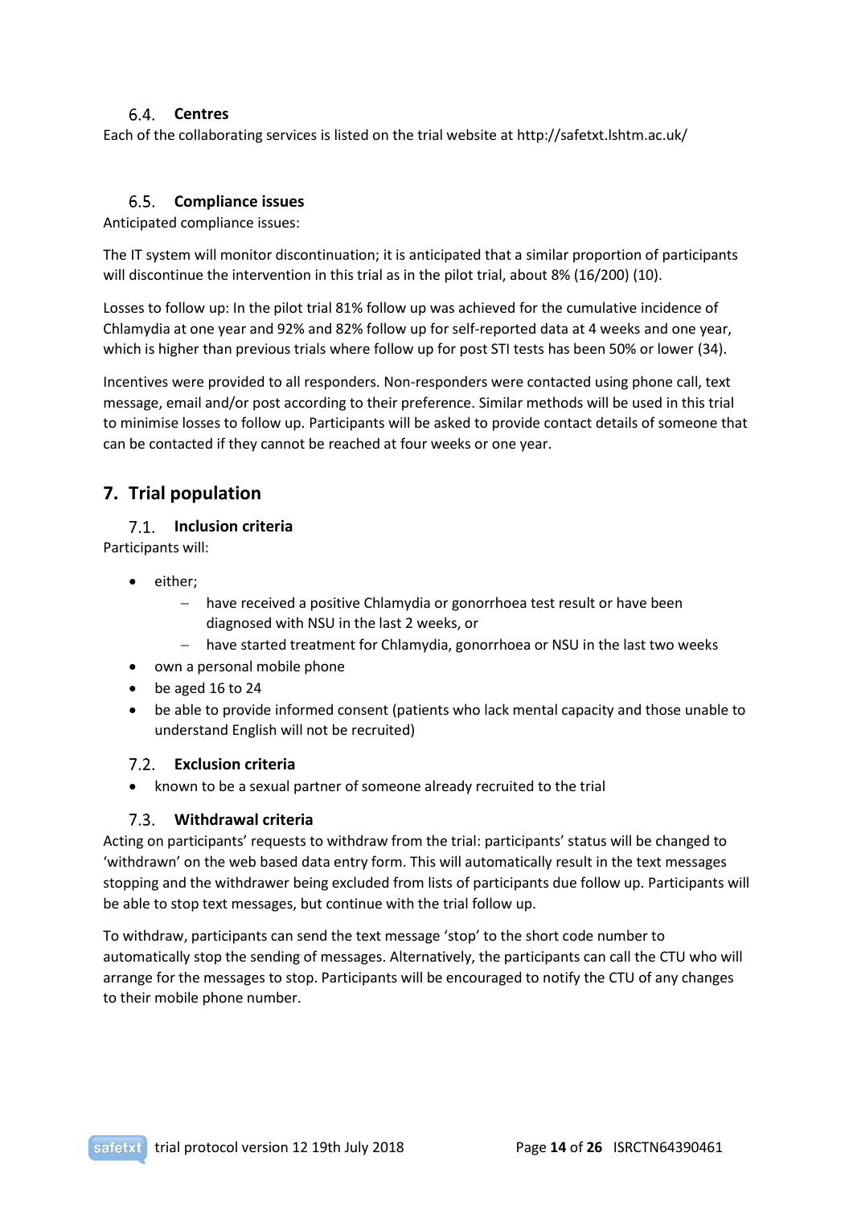### 6.4. Centres

Each of the collaborating services is listed on the trial website at http://safetxt.lshtm.ac.uk/

### 6.5. Compliance issues

Anticipated compliance issues:

The IT system will monitor discontinuation; it is anticipated that a similar proportion of participants will discontinue the intervention in this trial as in the pilot trial, about 8% (16/200) (10).

Losses to follow up: In the pilot trial 81% follow up was achieved for the cumulative incidence of Chlamydia at one year and 92% and 82% follow up for self-reported data at 4 weeks and one year, which is higher than previous trials where follow up for post STI tests has been 50% or lower (34).

Incentives were provided to all responders. Non-responders were contacted using phone call, text message, email and/or post according to their preference. Similar methods will be used in this trial to minimise losses to follow up. Participants will be asked to provide contact details of someone that can be contacted if they cannot be reached at four weeks or one year.

## 7. Trial population

### 7.1. Inclusion criteria

Participants will:

- either;
  - have received a positive Chlamydia or gonorrhoea test result or have been diagnosed with NSU in the last 2 weeks, or
  - have started treatment for Chlamydia, gonorrhoea or NSU in the last two weeks
- own a personal mobile phone
- be aged 16 to 24
- be able to provide informed consent (patients who lack mental capacity and those unable to understand English will not be recruited)

### 7.2. Exclusion criteria

- known to be a sexual partner of someone already recruited to the trial

### 7.3. Withdrawal criteria

Acting on participants' requests to withdraw from the trial: participants' status will be changed to 'withdrawn' on the web based data entry form. This will automatically result in the text messages stopping and the withdrawer being excluded from lists of participants due follow up. Participants will be able to stop text messages, but continue with the trial follow up.

To withdraw, participants can send the text message 'stop' to the short code number to automatically stop the sending of messages. Alternatively, the participants can call the CTU who will arrange for the messages to stop. Participants will be encouraged to notify the CTU of any changes to their mobile phone number.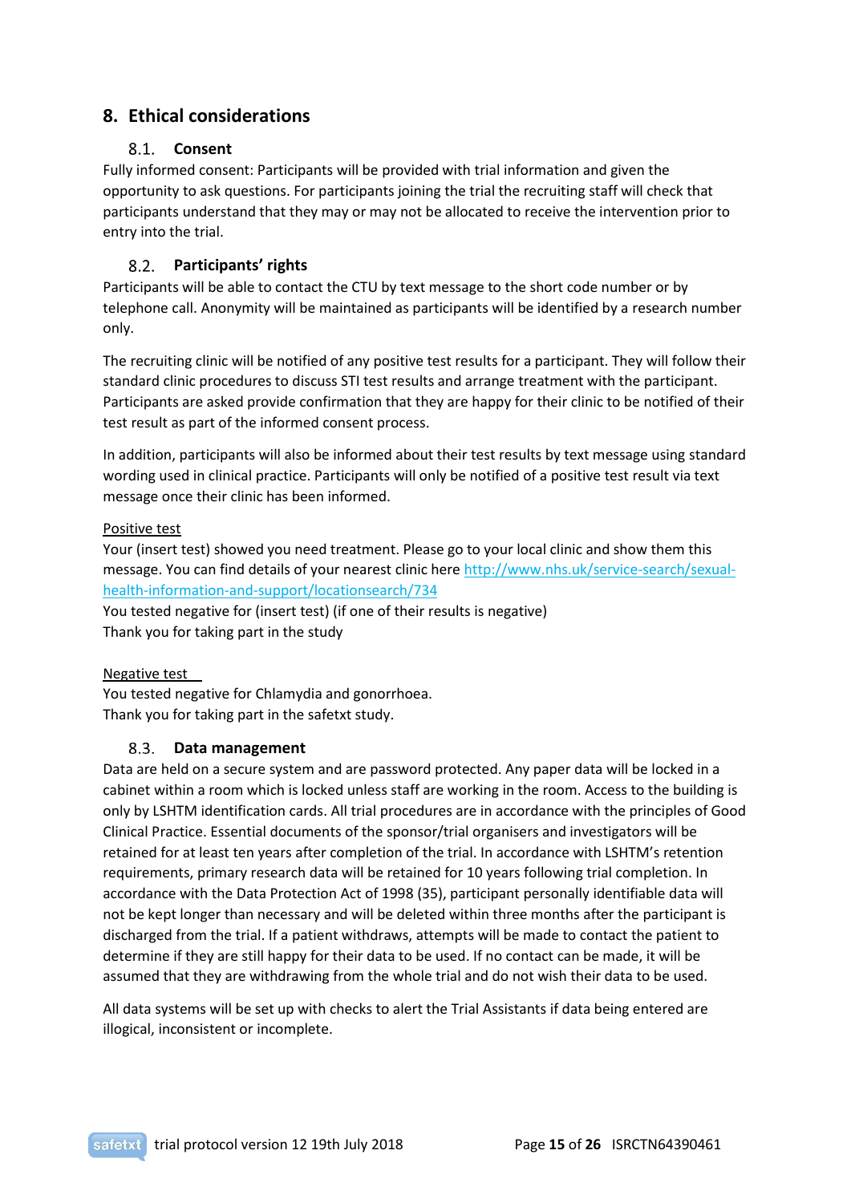## 8. Ethical considerations

### 8.1. Consent

Fully informed consent: Participants will be provided with trial information and given the opportunity to ask questions. For participants joining the trial the recruiting staff will check that participants understand that they may or may not be allocated to receive the intervention prior to entry into the trial.

### 8.2. Participants' rights

Participants will be able to contact the CTU by text message to the short code number or by telephone call. Anonymity will be maintained as participants will be identified by a research number only.

The recruiting clinic will be notified of any positive test results for a participant. They will follow their standard clinic procedures to discuss STI test results and arrange treatment with the participant. Participants are asked provide confirmation that they are happy for their clinic to be notified of their test result as part of the informed consent process.

In addition, participants will also be informed about their test results by text message using standard wording used in clinical practice. Participants will only be notified of a positive test result via text message once their clinic has been informed.

<u>Positive test</u>

Your (insert test) showed you need treatment. Please go to your local clinic and show them this message. You can find details of your nearest clinic here http://www.nhs.uk/service-search/sexual-health-information-and-support/locationsearch/734
You tested negative for (insert test) (if one of their results is negative)
Thank you for taking part in the study

<u>Negative test</u>

You tested negative for Chlamydia and gonorrhoea.
Thank you for taking part in the safetxt study.

### 8.3. Data management

Data are held on a secure system and are password protected. Any paper data will be locked in a cabinet within a room which is locked unless staff are working in the room. Access to the building is only by LSHTM identification cards. All trial procedures are in accordance with the principles of Good Clinical Practice. Essential documents of the sponsor/trial organisers and investigators will be retained for at least ten years after completion of the trial. In accordance with LSHTM's retention requirements, primary research data will be retained for 10 years following trial completion. In accordance with the Data Protection Act of 1998 (35), participant personally identifiable data will not be kept longer than necessary and will be deleted within three months after the participant is discharged from the trial. If a patient withdraws, attempts will be made to contact the patient to determine if they are still happy for their data to be used. If no contact can be made, it will be assumed that they are withdrawing from the whole trial and do not wish their data to be used.

All data systems will be set up with checks to alert the Trial Assistants if data being entered are illogical, inconsistent or incomplete.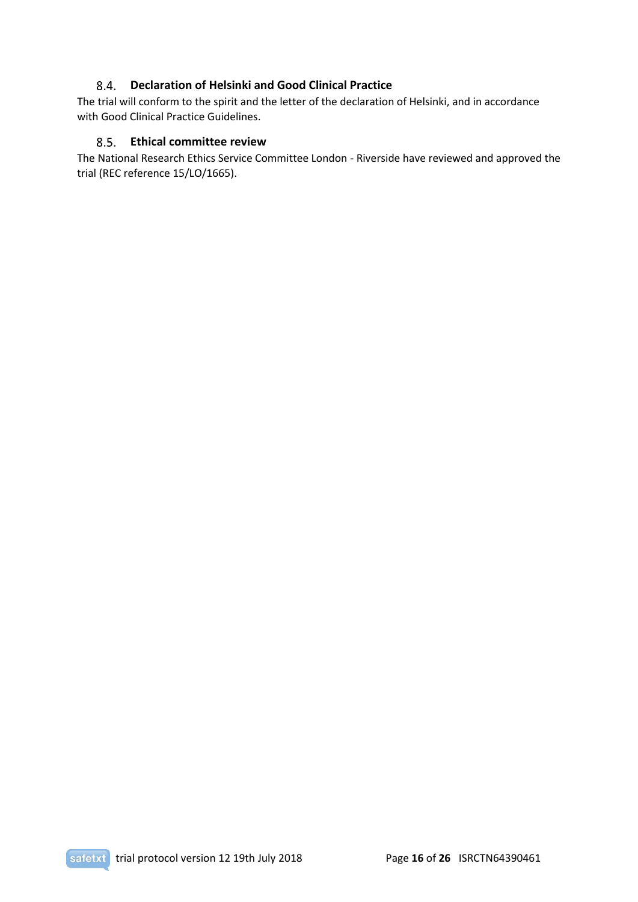### 8.4. Declaration of Helsinki and Good Clinical Practice

The trial will conform to the spirit and the letter of the declaration of Helsinki, and in accordance with Good Clinical Practice Guidelines.

### 8.5. Ethical committee review

The National Research Ethics Service Committee London - Riverside have reviewed and approved the trial (REC reference 15/LO/1665).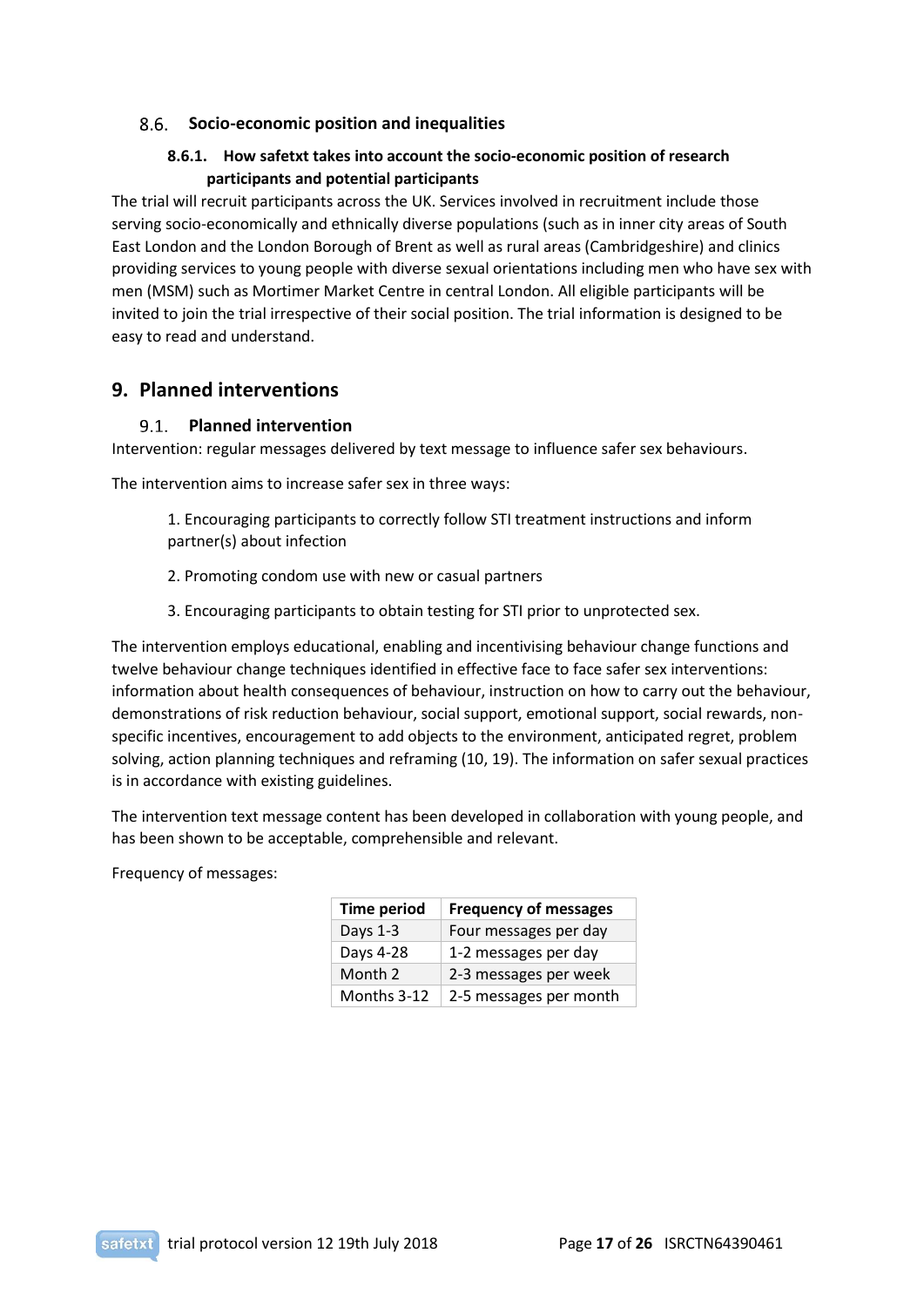### 8.6. Socio-economic position and inequalities

#### 8.6.1. How safetxt takes into account the socio-economic position of research participants and potential participants

The trial will recruit participants across the UK. Services involved in recruitment include those serving socio-economically and ethnically diverse populations (such as in inner city areas of South East London and the London Borough of Brent as well as rural areas (Cambridgeshire) and clinics providing services to young people with diverse sexual orientations including men who have sex with men (MSM) such as Mortimer Market Centre in central London. All eligible participants will be invited to join the trial irrespective of their social position. The trial information is designed to be easy to read and understand.

## 9. Planned interventions

### 9.1. Planned intervention

Intervention: regular messages delivered by text message to influence safer sex behaviours.

The intervention aims to increase safer sex in three ways:

1. Encouraging participants to correctly follow STI treatment instructions and inform partner(s) about infection

2. Promoting condom use with new or casual partners

3. Encouraging participants to obtain testing for STI prior to unprotected sex.

The intervention employs educational, enabling and incentivising behaviour change functions and twelve behaviour change techniques identified in effective face to face safer sex interventions: information about health consequences of behaviour, instruction on how to carry out the behaviour, demonstrations of risk reduction behaviour, social support, emotional support, social rewards, non-specific incentives, encouragement to add objects to the environment, anticipated regret, problem solving, action planning techniques and reframing (10, 19). The information on safer sexual practices is in accordance with existing guidelines.

The intervention text message content has been developed in collaboration with young people, and has been shown to be acceptable, comprehensible and relevant.

Frequency of messages:

| Time period | Frequency of messages |
|---|---|
| Days 1-3 | Four messages per day |
| Days 4-28 | 1-2 messages per day |
| Month 2 | 2-3 messages per week |
| Months 3-12 | 2-5 messages per month |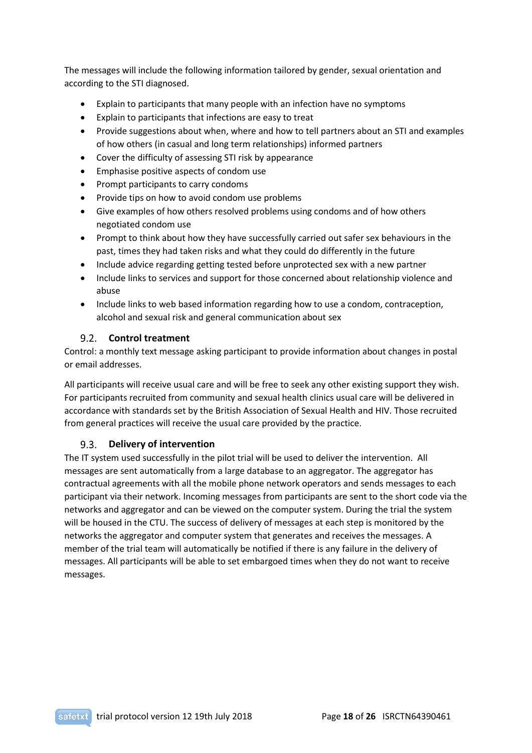The messages will include the following information tailored by gender, sexual orientation and according to the STI diagnosed.

- Explain to participants that many people with an infection have no symptoms
- Explain to participants that infections are easy to treat
- Provide suggestions about when, where and how to tell partners about an STI and examples of how others (in casual and long term relationships) informed partners
- Cover the difficulty of assessing STI risk by appearance
- Emphasise positive aspects of condom use
- Prompt participants to carry condoms
- Provide tips on how to avoid condom use problems
- Give examples of how others resolved problems using condoms and of how others negotiated condom use
- Prompt to think about how they have successfully carried out safer sex behaviours in the past, times they had taken risks and what they could do differently in the future
- Include advice regarding getting tested before unprotected sex with a new partner
- Include links to services and support for those concerned about relationship violence and abuse
- Include links to web based information regarding how to use a condom, contraception, alcohol and sexual risk and general communication about sex

### 9.2. Control treatment

Control: a monthly text message asking participant to provide information about changes in postal or email addresses.

All participants will receive usual care and will be free to seek any other existing support they wish. For participants recruited from community and sexual health clinics usual care will be delivered in accordance with standards set by the British Association of Sexual Health and HIV. Those recruited from general practices will receive the usual care provided by the practice.

### 9.3. Delivery of intervention

The IT system used successfully in the pilot trial will be used to deliver the intervention. All messages are sent automatically from a large database to an aggregator. The aggregator has contractual agreements with all the mobile phone network operators and sends messages to each participant via their network. Incoming messages from participants are sent to the short code via the networks and aggregator and can be viewed on the computer system. During the trial the system will be housed in the CTU. The success of delivery of messages at each step is monitored by the networks the aggregator and computer system that generates and receives the messages. A member of the trial team will automatically be notified if there is any failure in the delivery of messages. All participants will be able to set embargoed times when they do not want to receive messages.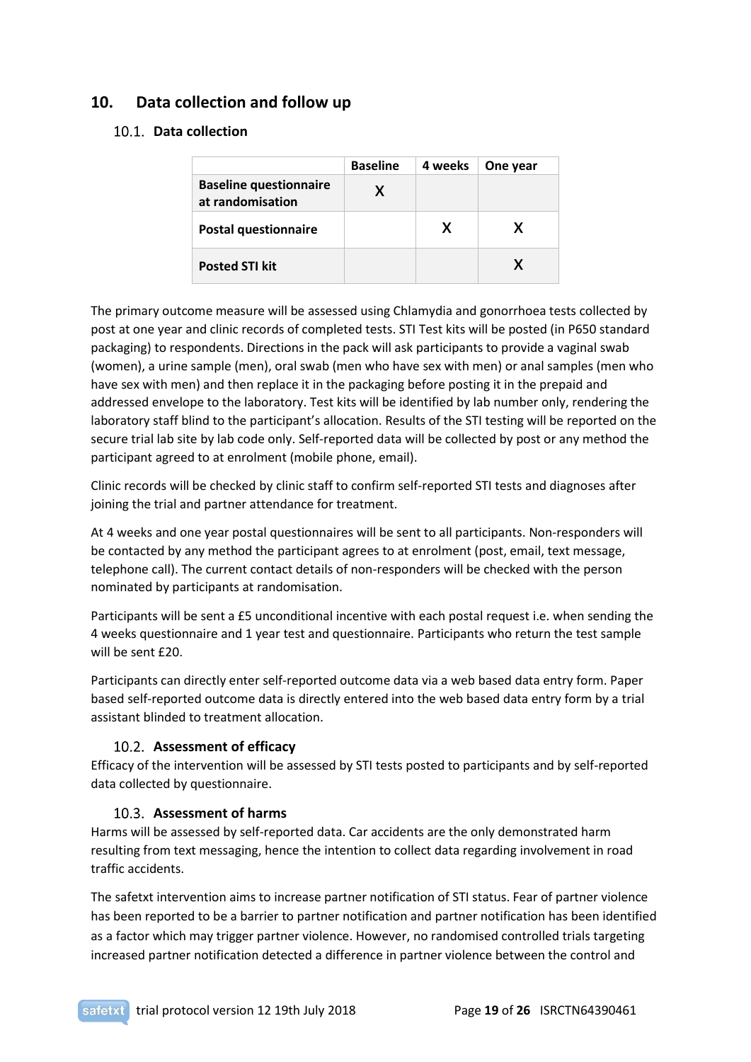## 10. Data collection and follow up

### 10.1. Data collection

| | Baseline | 4 weeks | One year |
|---|---|---|---|
| **Baseline questionnaire at randomisation** | X | | |
| **Postal questionnaire** | | X | X |
| **Posted STI kit** | | | X |

The primary outcome measure will be assessed using Chlamydia and gonorrhoea tests collected by post at one year and clinic records of completed tests. STI Test kits will be posted (in P650 standard packaging) to respondents. Directions in the pack will ask participants to provide a vaginal swab (women), a urine sample (men), oral swab (men who have sex with men) or anal samples (men who have sex with men) and then replace it in the packaging before posting it in the prepaid and addressed envelope to the laboratory. Test kits will be identified by lab number only, rendering the laboratory staff blind to the participant's allocation. Results of the STI testing will be reported on the secure trial lab site by lab code only. Self-reported data will be collected by post or any method the participant agreed to at enrolment (mobile phone, email).

Clinic records will be checked by clinic staff to confirm self-reported STI tests and diagnoses after joining the trial and partner attendance for treatment.

At 4 weeks and one year postal questionnaires will be sent to all participants. Non-responders will be contacted by any method the participant agrees to at enrolment (post, email, text message, telephone call). The current contact details of non-responders will be checked with the person nominated by participants at randomisation.

Participants will be sent a £5 unconditional incentive with each postal request i.e. when sending the 4 weeks questionnaire and 1 year test and questionnaire. Participants who return the test sample will be sent £20.

Participants can directly enter self-reported outcome data via a web based data entry form. Paper based self-reported outcome data is directly entered into the web based data entry form by a trial assistant blinded to treatment allocation.

### 10.2. Assessment of efficacy

Efficacy of the intervention will be assessed by STI tests posted to participants and by self-reported data collected by questionnaire.

### 10.3. Assessment of harms

Harms will be assessed by self-reported data. Car accidents are the only demonstrated harm resulting from text messaging, hence the intention to collect data regarding involvement in road traffic accidents.

The safetxt intervention aims to increase partner notification of STI status. Fear of partner violence has been reported to be a barrier to partner notification and partner notification has been identified as a factor which may trigger partner violence. However, no randomised controlled trials targeting increased partner notification detected a difference in partner violence between the control and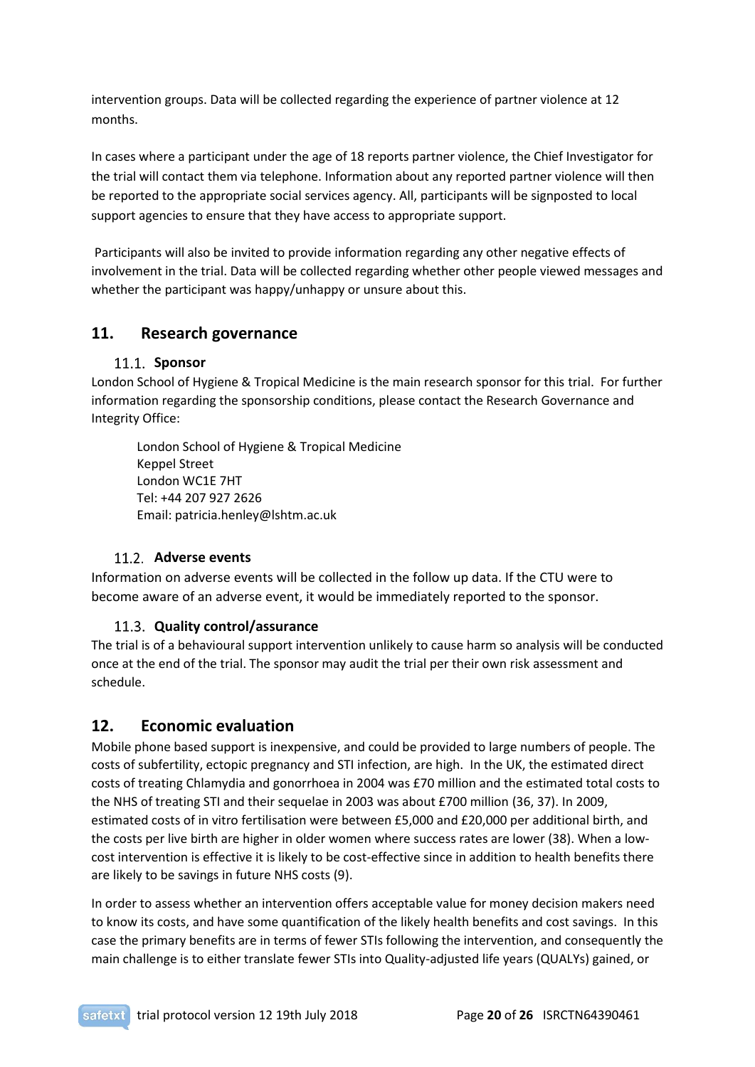intervention groups. Data will be collected regarding the experience of partner violence at 12 months.

In cases where a participant under the age of 18 reports partner violence, the Chief Investigator for the trial will contact them via telephone. Information about any reported partner violence will then be reported to the appropriate social services agency. All, participants will be signposted to local support agencies to ensure that they have access to appropriate support.

Participants will also be invited to provide information regarding any other negative effects of involvement in the trial. Data will be collected regarding whether other people viewed messages and whether the participant was happy/unhappy or unsure about this.

## 11. Research governance

### 11.1. Sponsor

London School of Hygiene & Tropical Medicine is the main research sponsor for this trial. For further information regarding the sponsorship conditions, please contact the Research Governance and Integrity Office:

London School of Hygiene & Tropical Medicine
Keppel Street
London WC1E 7HT
Tel: +44 207 927 2626
Email: patricia.henley@lshtm.ac.uk

### 11.2. Adverse events

Information on adverse events will be collected in the follow up data. If the CTU were to become aware of an adverse event, it would be immediately reported to the sponsor.

### 11.3. Quality control/assurance

The trial is of a behavioural support intervention unlikely to cause harm so analysis will be conducted once at the end of the trial. The sponsor may audit the trial per their own risk assessment and schedule.

## 12. Economic evaluation

Mobile phone based support is inexpensive, and could be provided to large numbers of people. The costs of subfertility, ectopic pregnancy and STI infection, are high. In the UK, the estimated direct costs of treating Chlamydia and gonorrhoea in 2004 was £70 million and the estimated total costs to the NHS of treating STI and their sequelae in 2003 was about £700 million (36, 37). In 2009, estimated costs of in vitro fertilisation were between £5,000 and £20,000 per additional birth, and the costs per live birth are higher in older women where success rates are lower (38). When a low-cost intervention is effective it is likely to be cost-effective since in addition to health benefits there are likely to be savings in future NHS costs (9).

In order to assess whether an intervention offers acceptable value for money decision makers need to know its costs, and have some quantification of the likely health benefits and cost savings. In this case the primary benefits are in terms of fewer STIs following the intervention, and consequently the main challenge is to either translate fewer STIs into Quality-adjusted life years (QUALYs) gained, or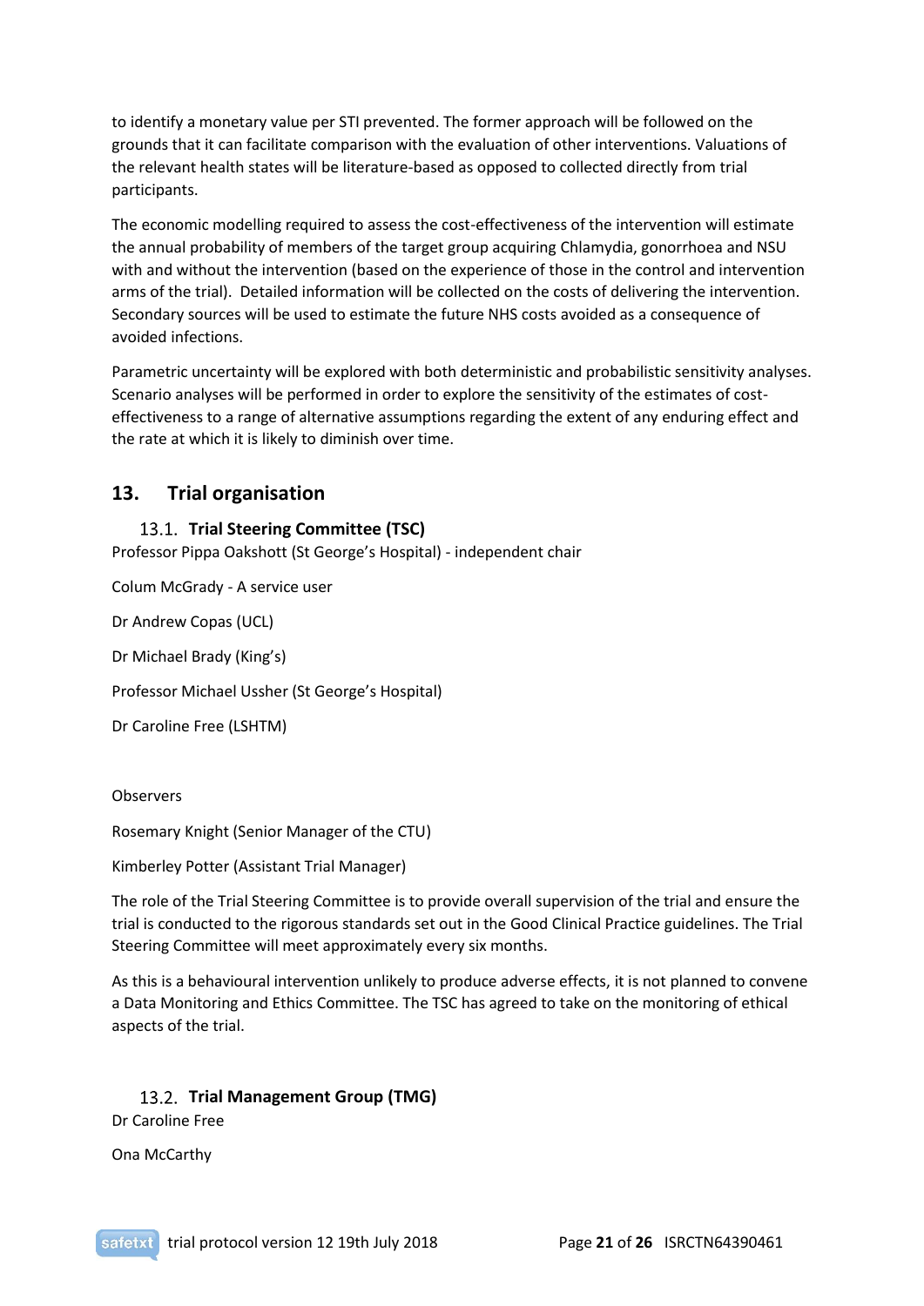to identify a monetary value per STI prevented. The former approach will be followed on the grounds that it can facilitate comparison with the evaluation of other interventions. Valuations of the relevant health states will be literature-based as opposed to collected directly from trial participants.

The economic modelling required to assess the cost-effectiveness of the intervention will estimate the annual probability of members of the target group acquiring Chlamydia, gonorrhoea and NSU with and without the intervention (based on the experience of those in the control and intervention arms of the trial). Detailed information will be collected on the costs of delivering the intervention. Secondary sources will be used to estimate the future NHS costs avoided as a consequence of avoided infections.

Parametric uncertainty will be explored with both deterministic and probabilistic sensitivity analyses. Scenario analyses will be performed in order to explore the sensitivity of the estimates of cost-effectiveness to a range of alternative assumptions regarding the extent of any enduring effect and the rate at which it is likely to diminish over time.

## 13. Trial organisation

### 13.1. Trial Steering Committee (TSC)

Professor Pippa Oakshott (St George's Hospital) - independent chair

Colum McGrady - A service user

Dr Andrew Copas (UCL)

Dr Michael Brady (King's)

Professor Michael Ussher (St George's Hospital)

Dr Caroline Free (LSHTM)

Observers

Rosemary Knight (Senior Manager of the CTU)

Kimberley Potter (Assistant Trial Manager)

The role of the Trial Steering Committee is to provide overall supervision of the trial and ensure the trial is conducted to the rigorous standards set out in the Good Clinical Practice guidelines. The Trial Steering Committee will meet approximately every six months.

As this is a behavioural intervention unlikely to produce adverse effects, it is not planned to convene a Data Monitoring and Ethics Committee. The TSC has agreed to take on the monitoring of ethical aspects of the trial.

### 13.2. Trial Management Group (TMG)

Dr Caroline Free

Ona McCarthy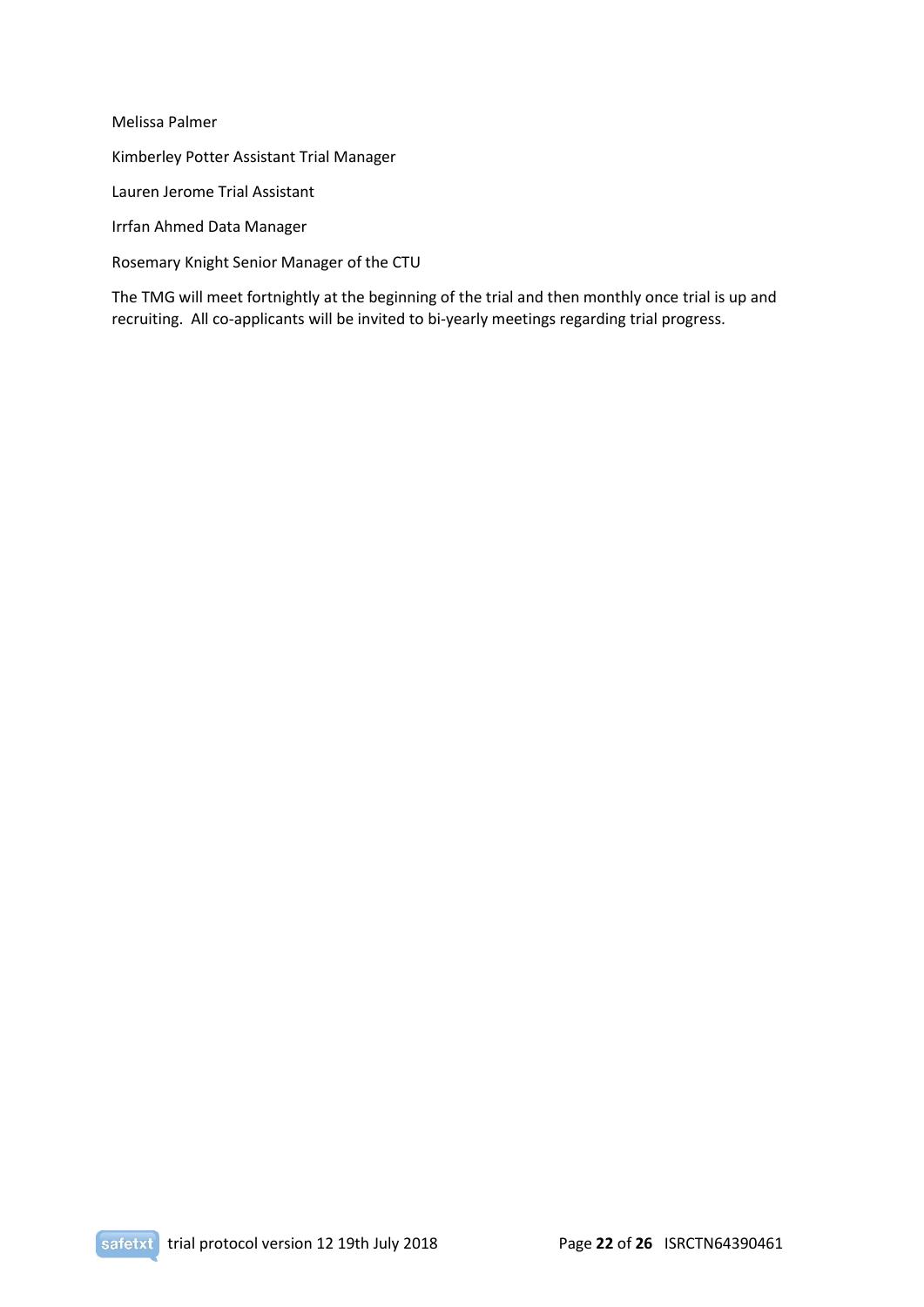Melissa Palmer

Kimberley Potter Assistant Trial Manager

Lauren Jerome Trial Assistant

Irrfan Ahmed Data Manager

Rosemary Knight Senior Manager of the CTU

The TMG will meet fortnightly at the beginning of the trial and then monthly once trial is up and recruiting. All co-applicants will be invited to bi-yearly meetings regarding trial progress.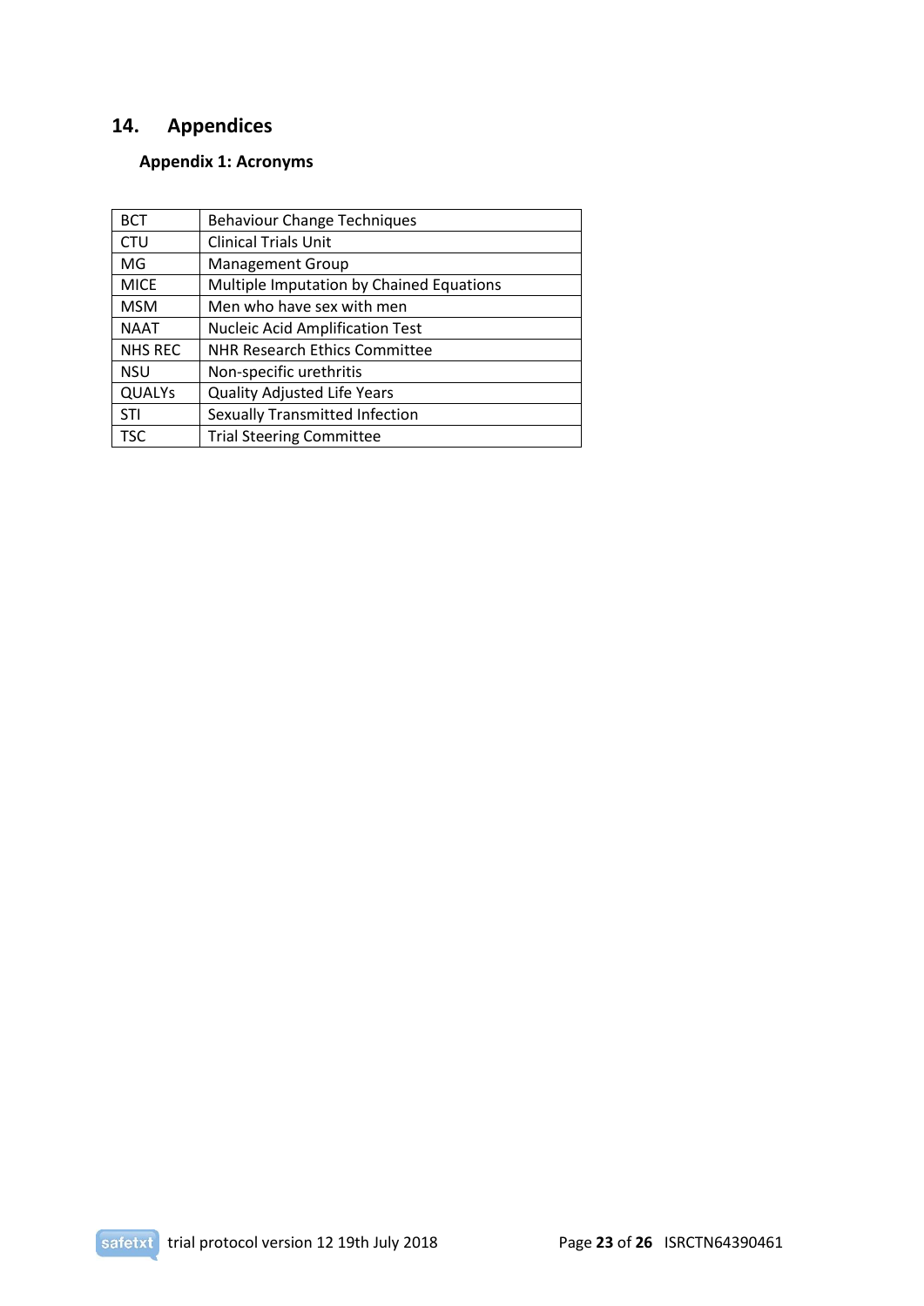## 14. Appendices

### Appendix 1: Acronyms

| | |
|---|---|
| BCT | Behaviour Change Techniques |
| CTU | Clinical Trials Unit |
| MG | Management Group |
| MICE | Multiple Imputation by Chained Equations |
| MSM | Men who have sex with men |
| NAAT | Nucleic Acid Amplification Test |
| NHS REC | NHR Research Ethics Committee |
| NSU | Non-specific urethritis |
| QUALYs | Quality Adjusted Life Years |
| STI | Sexually Transmitted Infection |
| TSC | Trial Steering Committee |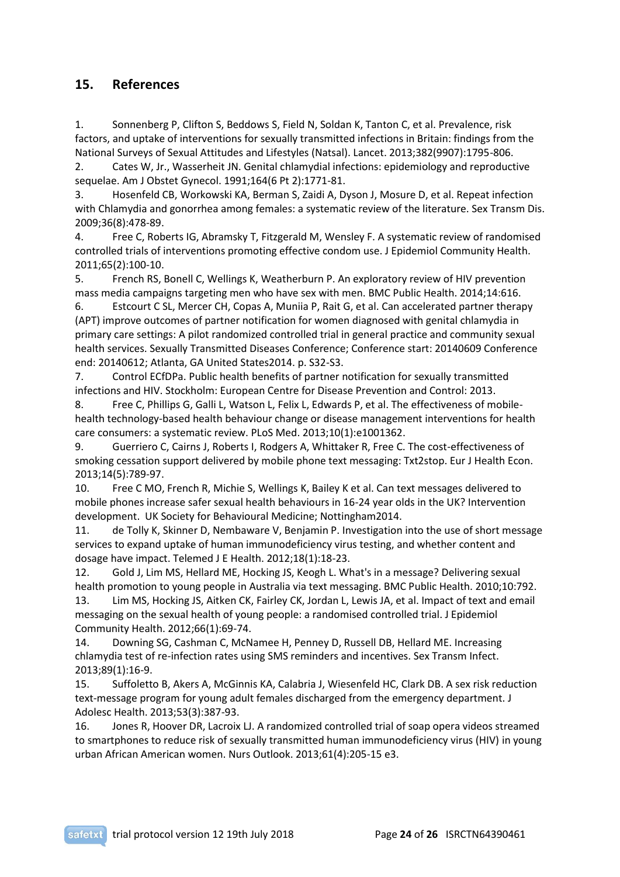## 15. References

1. Sonnenberg P, Clifton S, Beddows S, Field N, Soldan K, Tanton C, et al. Prevalence, risk factors, and uptake of interventions for sexually transmitted infections in Britain: findings from the National Surveys of Sexual Attitudes and Lifestyles (Natsal). Lancet. 2013;382(9907):1795-806.
2. Cates W, Jr., Wasserheit JN. Genital chlamydial infections: epidemiology and reproductive sequelae. Am J Obstet Gynecol. 1991;164(6 Pt 2):1771-81.
3. Hosenfeld CB, Workowski KA, Berman S, Zaidi A, Dyson J, Mosure D, et al. Repeat infection with Chlamydia and gonorrhea among females: a systematic review of the literature. Sex Transm Dis. 2009;36(8):478-89.
4. Free C, Roberts IG, Abramsky T, Fitzgerald M, Wensley F. A systematic review of randomised controlled trials of interventions promoting effective condom use. J Epidemiol Community Health. 2011;65(2):100-10.
5. French RS, Bonell C, Wellings K, Weatherburn P. An exploratory review of HIV prevention mass media campaigns targeting men who have sex with men. BMC Public Health. 2014;14:616.
6. Estcourt C SL, Mercer CH, Copas A, Muniia P, Rait G, et al. Can accelerated partner therapy (APT) improve outcomes of partner notification for women diagnosed with genital chlamydia in primary care settings: A pilot randomized controlled trial in general practice and community sexual health services. Sexually Transmitted Diseases Conference; Conference start: 20140609 Conference end: 20140612; Atlanta, GA United States2014. p. S32-S3.
7. Control ECfDPa. Public health benefits of partner notification for sexually transmitted infections and HIV. Stockholm: European Centre for Disease Prevention and Control: 2013.
8. Free C, Phillips G, Galli L, Watson L, Felix L, Edwards P, et al. The effectiveness of mobile-health technology-based health behaviour change or disease management interventions for health care consumers: a systematic review. PLoS Med. 2013;10(1):e1001362.
9. Guerriero C, Cairns J, Roberts I, Rodgers A, Whittaker R, Free C. The cost-effectiveness of smoking cessation support delivered by mobile phone text messaging: Txt2stop. Eur J Health Econ. 2013;14(5):789-97.
10. Free C MO, French R, Michie S, Wellings K, Bailey K et al. Can text messages delivered to mobile phones increase safer sexual health behaviours in 16-24 year olds in the UK? Intervention development. UK Society for Behavioural Medicine; Nottingham2014.
11. de Tolly K, Skinner D, Nembaware V, Benjamin P. Investigation into the use of short message services to expand uptake of human immunodeficiency virus testing, and whether content and dosage have impact. Telemed J E Health. 2012;18(1):18-23.
12. Gold J, Lim MS, Hellard ME, Hocking JS, Keogh L. What's in a message? Delivering sexual health promotion to young people in Australia via text messaging. BMC Public Health. 2010;10:792.
13. Lim MS, Hocking JS, Aitken CK, Fairley CK, Jordan L, Lewis JA, et al. Impact of text and email messaging on the sexual health of young people: a randomised controlled trial. J Epidemiol Community Health. 2012;66(1):69-74.
14. Downing SG, Cashman C, McNamee H, Penney D, Russell DB, Hellard ME. Increasing chlamydia test of re-infection rates using SMS reminders and incentives. Sex Transm Infect. 2013;89(1):16-9.
15. Suffoletto B, Akers A, McGinnis KA, Calabria J, Wiesenfeld HC, Clark DB. A sex risk reduction text-message program for young adult females discharged from the emergency department. J Adolesc Health. 2013;53(3):387-93.
16. Jones R, Hoover DR, Lacroix LJ. A randomized controlled trial of soap opera videos streamed to smartphones to reduce risk of sexually transmitted human immunodeficiency virus (HIV) in young urban African American women. Nurs Outlook. 2013;61(4):205-15 e3.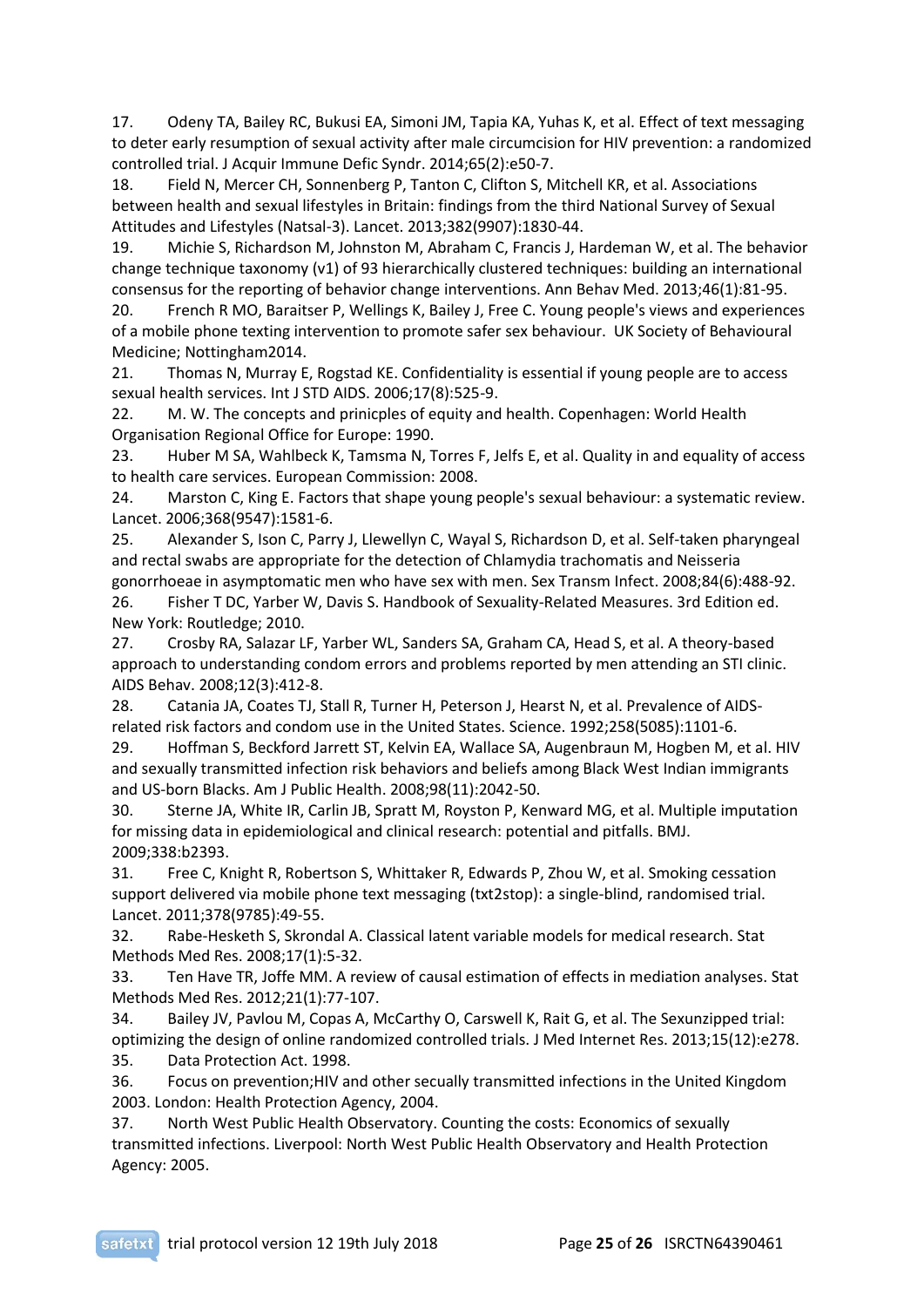17. Odeny TA, Bailey RC, Bukusi EA, Simoni JM, Tapia KA, Yuhas K, et al. Effect of text messaging to deter early resumption of sexual activity after male circumcision for HIV prevention: a randomized controlled trial. J Acquir Immune Defic Syndr. 2014;65(2):e50-7.
18. Field N, Mercer CH, Sonnenberg P, Tanton C, Clifton S, Mitchell KR, et al. Associations between health and sexual lifestyles in Britain: findings from the third National Survey of Sexual Attitudes and Lifestyles (Natsal-3). Lancet. 2013;382(9907):1830-44.
19. Michie S, Richardson M, Johnston M, Abraham C, Francis J, Hardeman W, et al. The behavior change technique taxonomy (v1) of 93 hierarchically clustered techniques: building an international consensus for the reporting of behavior change interventions. Ann Behav Med. 2013;46(1):81-95.
20. French R MO, Baraitser P, Wellings K, Bailey J, Free C. Young people's views and experiences of a mobile phone texting intervention to promote safer sex behaviour. UK Society of Behavioural Medicine; Nottingham2014.
21. Thomas N, Murray E, Rogstad KE. Confidentiality is essential if young people are to access sexual health services. Int J STD AIDS. 2006;17(8):525-9.
22. M. W. The concepts and prinicples of equity and health. Copenhagen: World Health Organisation Regional Office for Europe: 1990.
23. Huber M SA, Wahlbeck K, Tamsma N, Torres F, Jelfs E, et al. Quality in and equality of access to health care services. European Commission: 2008.
24. Marston C, King E. Factors that shape young people's sexual behaviour: a systematic review. Lancet. 2006;368(9547):1581-6.
25. Alexander S, Ison C, Parry J, Llewellyn C, Wayal S, Richardson D, et al. Self-taken pharyngeal and rectal swabs are appropriate for the detection of Chlamydia trachomatis and Neisseria gonorrhoeae in asymptomatic men who have sex with men. Sex Transm Infect. 2008;84(6):488-92.
26. Fisher T DC, Yarber W, Davis S. Handbook of Sexuality-Related Measures. 3rd Edition ed. New York: Routledge; 2010.
27. Crosby RA, Salazar LF, Yarber WL, Sanders SA, Graham CA, Head S, et al. A theory-based approach to understanding condom errors and problems reported by men attending an STI clinic. AIDS Behav. 2008;12(3):412-8.
28. Catania JA, Coates TJ, Stall R, Turner H, Peterson J, Hearst N, et al. Prevalence of AIDS-related risk factors and condom use in the United States. Science. 1992;258(5085):1101-6.
29. Hoffman S, Beckford Jarrett ST, Kelvin EA, Wallace SA, Augenbraun M, Hogben M, et al. HIV and sexually transmitted infection risk behaviors and beliefs among Black West Indian immigrants and US-born Blacks. Am J Public Health. 2008;98(11):2042-50.
30. Sterne JA, White IR, Carlin JB, Spratt M, Royston P, Kenward MG, et al. Multiple imputation for missing data in epidemiological and clinical research: potential and pitfalls. BMJ. 2009;338:b2393.
31. Free C, Knight R, Robertson S, Whittaker R, Edwards P, Zhou W, et al. Smoking cessation support delivered via mobile phone text messaging (txt2stop): a single-blind, randomised trial. Lancet. 2011;378(9785):49-55.
32. Rabe-Hesketh S, Skrondal A. Classical latent variable models for medical research. Stat Methods Med Res. 2008;17(1):5-32.
33. Ten Have TR, Joffe MM. A review of causal estimation of effects in mediation analyses. Stat Methods Med Res. 2012;21(1):77-107.
34. Bailey JV, Pavlou M, Copas A, McCarthy O, Carswell K, Rait G, et al. The Sexunzipped trial: optimizing the design of online randomized controlled trials. J Med Internet Res. 2013;15(12):e278.
35. Data Protection Act. 1998.
36. Focus on prevention;HIV and other secually transmitted infections in the United Kingdom 2003. London: Health Protection Agency, 2004.
37. North West Public Health Observatory. Counting the costs: Economics of sexually transmitted infections. Liverpool: North West Public Health Observatory and Health Protection Agency: 2005.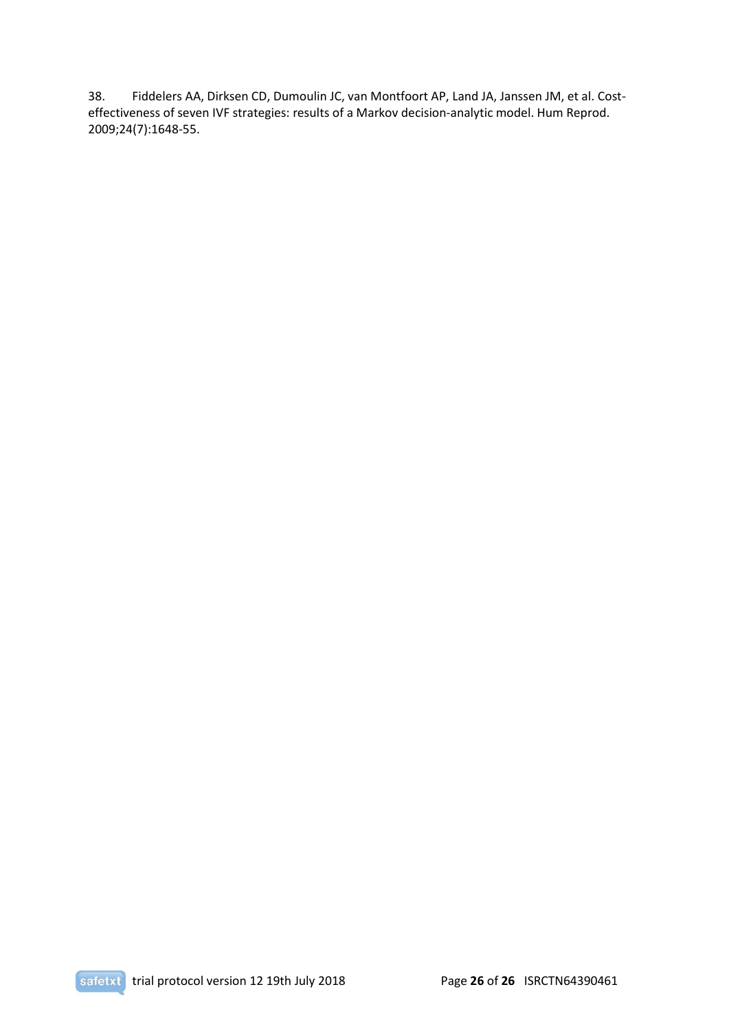38. Fiddelers AA, Dirksen CD, Dumoulin JC, van Montfoort AP, Land JA, Janssen JM, et al. Cost-effectiveness of seven IVF strategies: results of a Markov decision-analytic model. Hum Reprod. 2009;24(7):1648-55.